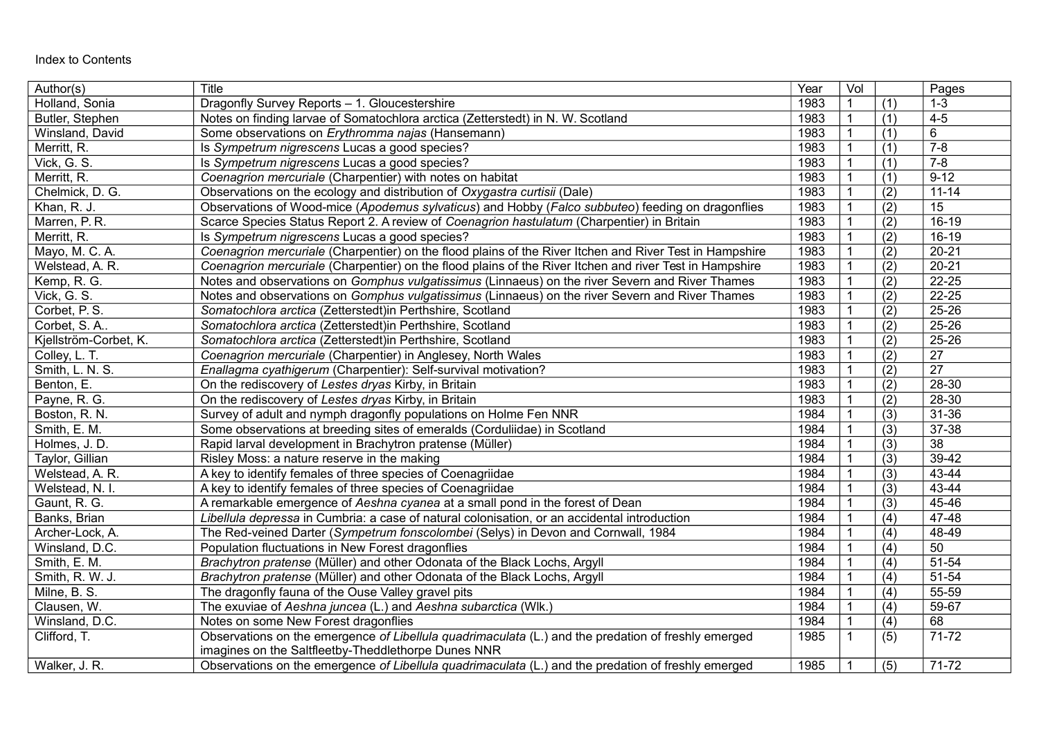Index to Contents

| Author(s) | Title | Year | Vol | | Pages |
|---|---|---|---|---|---|
| Holland, Sonia | Dragonfly Survey Reports – 1. Gloucestershire | 1983 | 1 | (1) | 1-3 |
| Butler, Stephen | Notes on finding larvae of Somatochlora arctica (Zetterstedt) in N. W. Scotland | 1983 | 1 | (1) | 4-5 |
| Winsland, David | Some observations on *Erythromma najas* (Hansemann) | 1983 | 1 | (1) | 6 |
| Merritt, R. | Is *Sympetrum nigrescens* Lucas a good species? | 1983 | 1 | (1) | 7-8 |
| Vick, G. S. | Is *Sympetrum nigrescens* Lucas a good species? | 1983 | 1 | (1) | 7-8 |
| Merritt, R. | *Coenagrion mercuriale* (Charpentier) with notes on habitat | 1983 | 1 | (1) | 9-12 |
| Chelmick, D. G. | Observations on the ecology and distribution of *Oxygastra curtisii* (Dale) | 1983 | 1 | (2) | 11-14 |
| Khan, R. J. | Observations of Wood-mice (*Apodemus sylvaticus*) and Hobby (*Falco subbuteo*) feeding on dragonflies | 1983 | 1 | (2) | 15 |
| Marren, P. R. | Scarce Species Status Report 2. A review of *Coenagrion hastulatum* (Charpentier) in Britain | 1983 | 1 | (2) | 16-19 |
| Merritt, R. | Is *Sympetrum nigrescens* Lucas a good species? | 1983 | 1 | (2) | 16-19 |
| Mayo, M. C. A. | *Coenagrion mercuriale* (Charpentier) on the flood plains of the River Itchen and River Test in Hampshire | 1983 | 1 | (2) | 20-21 |
| Welstead, A. R. | *Coenagrion mercuriale* (Charpentier) on the flood plains of the River Itchen and river Test in Hampshire | 1983 | 1 | (2) | 20-21 |
| Kemp, R. G. | Notes and observations on *Gomphus vulgatissimus* (Linnaeus) on the river Severn and River Thames | 1983 | 1 | (2) | 22-25 |
| Vick, G. S. | Notes and observations on *Gomphus vulgatissimus* (Linnaeus) on the river Severn and River Thames | 1983 | 1 | (2) | 22-25 |
| Corbet, P. S. | *Somatochlora arctica* (Zetterstedt)in Perthshire, Scotland | 1983 | 1 | (2) | 25-26 |
| Corbet, S. A.. | *Somatochlora arctica* (Zetterstedt)in Perthshire, Scotland | 1983 | 1 | (2) | 25-26 |
| Kjellström-Corbet, K. | *Somatochlora arctica* (Zetterstedt)in Perthshire, Scotland | 1983 | 1 | (2) | 25-26 |
| Colley, L. T. | *Coenagrion mercuriale* (Charpentier) in Anglesey, North Wales | 1983 | 1 | (2) | 27 |
| Smith, L. N. S. | *Enallagma cyathigerum* (Charpentier): Self-survival motivation? | 1983 | 1 | (2) | 27 |
| Benton, E. | On the rediscovery of *Lestes dryas* Kirby, in Britain | 1983 | 1 | (2) | 28-30 |
| Payne, R. G. | On the rediscovery of *Lestes dryas* Kirby, in Britain | 1983 | 1 | (2) | 28-30 |
| Boston, R. N. | Survey of adult and nymph dragonfly populations on Holme Fen NNR | 1984 | 1 | (3) | 31-36 |
| Smith, E. M. | Some observations at breeding sites of emeralds (Corduliidae) in Scotland | 1984 | 1 | (3) | 37-38 |
| Holmes, J. D. | Rapid larval development in Brachytron pratense (Müller) | 1984 | 1 | (3) | 38 |
| Taylor, Gillian | Risley Moss: a nature reserve in the making | 1984 | 1 | (3) | 39-42 |
| Welstead, A. R. | A key to identify females of three species of Coenagriidae | 1984 | 1 | (3) | 43-44 |
| Welstead, N. I. | A key to identify females of three species of Coenagriidae | 1984 | 1 | (3) | 43-44 |
| Gaunt, R. G. | A remarkable emergence of *Aeshna cyanea* at a small pond in the forest of Dean | 1984 | 1 | (3) | 45-46 |
| Banks, Brian | *Libellula depressa* in Cumbria: a case of natural colonisation, or an accidental introduction | 1984 | 1 | (4) | 47-48 |
| Archer-Lock, A. | The Red-veined Darter (*Sympetrum fonscolombei* (Selys) in Devon and Cornwall, 1984 | 1984 | 1 | (4) | 48-49 |
| Winsland, D.C. | Population fluctuations in New Forest dragonflies | 1984 | 1 | (4) | 50 |
| Smith, E. M. | *Brachytron pratense* (Müller) and other Odonata of the Black Lochs, Argyll | 1984 | 1 | (4) | 51-54 |
| Smith, R. W. J. | *Brachytron pratense* (Müller) and other Odonata of the Black Lochs, Argyll | 1984 | 1 | (4) | 51-54 |
| Milne, B. S. | The dragonfly fauna of the Ouse Valley gravel pits | 1984 | 1 | (4) | 55-59 |
| Clausen, W. | The exuviae of *Aeshna juncea* (L.) and *Aeshna subarctica* (Wlk.) | 1984 | 1 | (4) | 59-67 |
| Winsland, D.C. | Notes on some New Forest dragonflies | 1984 | 1 | (4) | 68 |
| Clifford, T. | Observations on the emergence *of Libellula quadrimaculata* (L.) and the predation of freshly emerged imagines on the Saltfleetby-Theddlethorpe Dunes NNR | 1985 | 1 | (5) | 71-72 |
| Walker, J. R. | Observations on the emergence *of Libellula quadrimaculata* (L.) and the predation of freshly emerged | 1985 | 1 | (5) | 71-72 |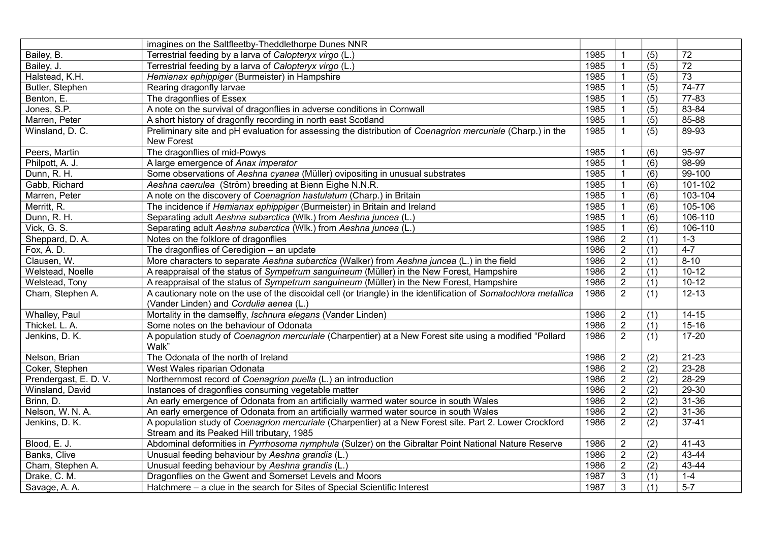| | | | | | |
|---|---|---|---|---|---|
| | imagines on the Saltfleetby-Theddlethorpe Dunes NNR | | | | |
| Bailey, B. | Terrestrial feeding by a larva of *Calopteryx virgo* (L.) | 1985 | 1 | (5) | 72 |
| Bailey, J. | Terrestrial feeding by a larva of *Calopteryx virgo* (L.) | 1985 | 1 | (5) | 72 |
| Halstead, K.H. | *Hemianax ephippiger* (Burmeister) in Hampshire | 1985 | 1 | (5) | 73 |
| Butler, Stephen | Rearing dragonfly larvae | 1985 | 1 | (5) | 74-77 |
| Benton, E. | The dragonflies of Essex | 1985 | 1 | (5) | 77-83 |
| Jones, S.P. | A note on the survival of dragonflies in adverse conditions in Cornwall | 1985 | 1 | (5) | 83-84 |
| Marren, Peter | A short history of dragonfly recording in north east Scotland | 1985 | 1 | (5) | 85-88 |
| Winsland, D. C. | Preliminary site and pH evaluation for assessing the distribution of *Coenagrion mercuriale* (Charp.) in the New Forest | 1985 | 1 | (5) | 89-93 |
| Peers, Martin | The dragonflies of mid-Powys | 1985 | 1 | (6) | 95-97 |
| Philpott, A. J. | A large emergence of *Anax imperator* | 1985 | 1 | (6) | 98-99 |
| Dunn, R. H. | Some observations of *Aeshna cyanea* (Müller) ovipositing in unusual substrates | 1985 | 1 | (6) | 99-100 |
| Gabb, Richard | *Aeshna caerulea* (Ström) breeding at Bienn Eighe N.N.R. | 1985 | 1 | (6) | 101-102 |
| Marren, Peter | A note on the discovery of *Coenagrion hastulatum* (Charp.) in Britain | 1985 | 1 | (6) | 103-104 |
| Merritt, R. | The incidence if *Hemianax ephippiger* (Burmeister) in Britain and Ireland | 1985 | 1 | (6) | 105-106 |
| Dunn, R. H. | Separating adult *Aeshna subarctica* (Wlk.) from *Aeshna juncea* (L.) | 1985 | 1 | (6) | 106-110 |
| Vick, G. S. | Separating adult *Aeshna subarctica* (Wlk.) from *Aeshna juncea* (L.) | 1985 | 1 | (6) | 106-110 |
| Sheppard, D. A. | Notes on the folklore of dragonflies | 1986 | 2 | (1) | 1-3 |
| Fox, A. D. | The dragonflies of Ceredigion – an update | 1986 | 2 | (1) | 4-7 |
| Clausen, W. | More characters to separate *Aeshna subarctica* (Walker) from *Aeshna juncea* (L.) in the field | 1986 | 2 | (1) | 8-10 |
| Welstead, Noelle | A reappraisal of the status of *Sympetrum sanguineum* (Müller) in the New Forest, Hampshire | 1986 | 2 | (1) | 10-12 |
| Welstead, Tony | A reappraisal of the status of *Sympetrum sanguineum* (Müller) in the New Forest, Hampshire | 1986 | 2 | (1) | 10-12 |
| Cham, Stephen A. | A cautionary note on the use of the discoidal cell (or triangle) in the identification of *Somatochlora metallica* (Vander Linden) and *Cordulia aenea* (L.) | 1986 | 2 | (1) | 12-13 |
| Whalley, Paul | Mortality in the damselfly, *Ischnura elegans* (Vander Linden) | 1986 | 2 | (1) | 14-15 |
| Thicket. L. A. | Some notes on the behaviour of Odonata | 1986 | 2 | (1) | 15-16 |
| Jenkins, D. K. | A population study of *Coenagrion mercuriale* (Charpentier) at a New Forest site using a modified "Pollard Walk" | 1986 | 2 | (1) | 17-20 |
| Nelson, Brian | The Odonata of the north of Ireland | 1986 | 2 | (2) | 21-23 |
| Coker, Stephen | West Wales riparian Odonata | 1986 | 2 | (2) | 23-28 |
| Prendergast, E. D. V. | Northernmost record of *Coenagrion puella* (L.) an introduction | 1986 | 2 | (2) | 28-29 |
| Winsland, David | Instances of dragonflies consuming vegetable matter | 1986 | 2 | (2) | 29-30 |
| Brinn, D. | An early emergence of Odonata from an artificially warmed water source in south Wales | 1986 | 2 | (2) | 31-36 |
| Nelson, W. N. A. | An early emergence of Odonata from an artificially warmed water source in south Wales | 1986 | 2 | (2) | 31-36 |
| Jenkins, D. K. | A population study of *Coenagrion mercuriale* (Charpentier) at a New Forest site. Part 2. Lower Crockford Stream and its Peaked Hill tributary, 1985 | 1986 | 2 | (2) | 37-41 |
| Blood, E. J. | Abdominal deformities in *Pyrrhosoma nymphula* (Sulzer) on the Gibraltar Point National Nature Reserve | 1986 | 2 | (2) | 41-43 |
| Banks, Clive | Unusual feeding behaviour by *Aeshna grandis* (L.) | 1986 | 2 | (2) | 43-44 |
| Cham, Stephen A. | Unusual feeding behaviour by *Aeshna grandis* (L.) | 1986 | 2 | (2) | 43-44 |
| Drake, C. M. | Dragonflies on the Gwent and Somerset Levels and Moors | 1987 | 3 | (1) | 1-4 |
| Savage, A. A. | Hatchmere – a clue in the search for Sites of Special Scientific Interest | 1987 | 3 | (1) | 5-7 |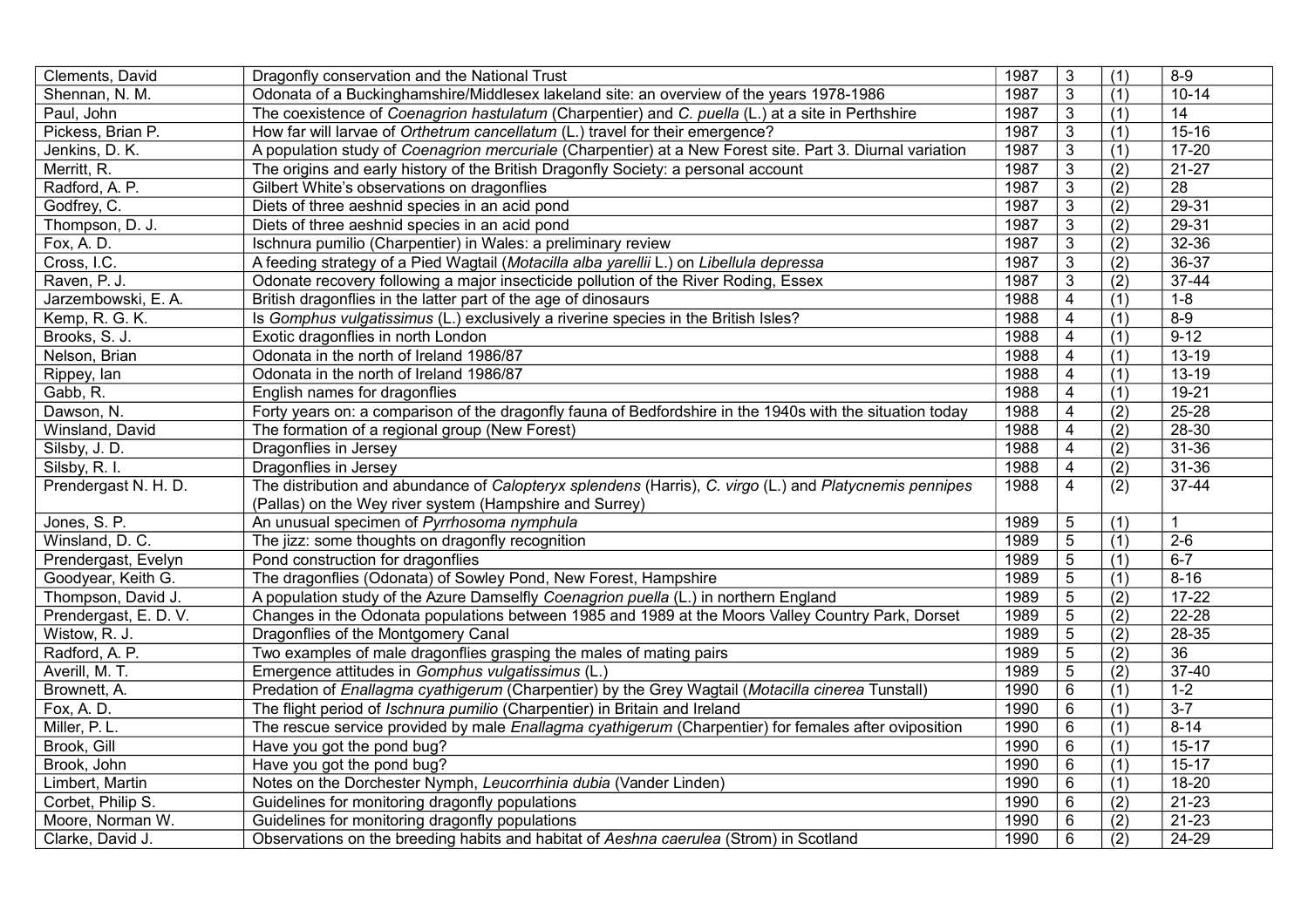| Clements, David | Dragonfly conservation and the National Trust | 1987 | 3 | (1) | 8-9 |
|---|---|---|---|---|---|
| Shennan, N. M. | Odonata of a Buckinghamshire/Middlesex lakeland site: an overview of the years 1978-1986 | 1987 | 3 | (1) | 10-14 |
| Paul, John | The coexistence of *Coenagrion hastulatum* (Charpentier) and *C. puella* (L.) at a site in Perthshire | 1987 | 3 | (1) | 14 |
| Pickess, Brian P. | How far will larvae of *Orthetrum cancellatum* (L.) travel for their emergence? | 1987 | 3 | (1) | 15-16 |
| Jenkins, D. K. | A population study of *Coenagrion mercuriale* (Charpentier) at a New Forest site. Part 3. Diurnal variation | 1987 | 3 | (1) | 17-20 |
| Merritt, R. | The origins and early history of the British Dragonfly Society: a personal account | 1987 | 3 | (2) | 21-27 |
| Radford, A. P. | Gilbert White's observations on dragonflies | 1987 | 3 | (2) | 28 |
| Godfrey, C. | Diets of three aeshnid species in an acid pond | 1987 | 3 | (2) | 29-31 |
| Thompson, D. J. | Diets of three aeshnid species in an acid pond | 1987 | 3 | (2) | 29-31 |
| Fox, A. D. | Ischnura pumilio (Charpentier) in Wales: a preliminary review | 1987 | 3 | (2) | 32-36 |
| Cross, I.C. | A feeding strategy of a Pied Wagtail (*Motacilla alba yarellii* L.) on *Libellula depressa* | 1987 | 3 | (2) | 36-37 |
| Raven, P. J. | Odonate recovery following a major insecticide pollution of the River Roding, Essex | 1987 | 3 | (2) | 37-44 |
| Jarzembowski, E. A. | British dragonflies in the latter part of the age of dinosaurs | 1988 | 4 | (1) | 1-8 |
| Kemp, R. G. K. | Is *Gomphus vulgatissimus* (L.) exclusively a riverine species in the British Isles? | 1988 | 4 | (1) | 8-9 |
| Brooks, S. J. | Exotic dragonflies in north London | 1988 | 4 | (1) | 9-12 |
| Nelson, Brian | Odonata in the north of Ireland 1986/87 | 1988 | 4 | (1) | 13-19 |
| Rippey, Ian | Odonata in the north of Ireland 1986/87 | 1988 | 4 | (1) | 13-19 |
| Gabb, R. | English names for dragonflies | 1988 | 4 | (1) | 19-21 |
| Dawson, N. | Forty years on: a comparison of the dragonfly fauna of Bedfordshire in the 1940s with the situation today | 1988 | 4 | (2) | 25-28 |
| Winsland, David | The formation of a regional group (New Forest) | 1988 | 4 | (2) | 28-30 |
| Silsby, J. D. | Dragonflies in Jersey | 1988 | 4 | (2) | 31-36 |
| Silsby, R. I. | Dragonflies in Jersey | 1988 | 4 | (2) | 31-36 |
| Prendergast N. H. D. | The distribution and abundance of *Calopteryx splendens* (Harris), *C. virgo* (L.) and *Platycnemis pennipes* (Pallas) on the Wey river system (Hampshire and Surrey) | 1988 | 4 | (2) | 37-44 |
| Jones, S. P. | An unusual specimen of *Pyrrhosoma nymphula* | 1989 | 5 | (1) | 1 |
| Winsland, D. C. | The jizz: some thoughts on dragonfly recognition | 1989 | 5 | (1) | 2-6 |
| Prendergast, Evelyn | Pond construction for dragonflies | 1989 | 5 | (1) | 6-7 |
| Goodyear, Keith G. | The dragonflies (Odonata) of Sowley Pond, New Forest, Hampshire | 1989 | 5 | (1) | 8-16 |
| Thompson, David J. | A population study of the Azure Damselfly *Coenagrion puella* (L.) in northern England | 1989 | 5 | (2) | 17-22 |
| Prendergast, E. D. V. | Changes in the Odonata populations between 1985 and 1989 at the Moors Valley Country Park, Dorset | 1989 | 5 | (2) | 22-28 |
| Wistow, R. J. | Dragonflies of the Montgomery Canal | 1989 | 5 | (2) | 28-35 |
| Radford, A. P. | Two examples of male dragonflies grasping the males of mating pairs | 1989 | 5 | (2) | 36 |
| Averill, M. T. | Emergence attitudes in *Gomphus vulgatissimus* (L.) | 1989 | 5 | (2) | 37-40 |
| Brownett, A. | Predation of *Enallagma cyathigerum* (Charpentier) by the Grey Wagtail (*Motacilla cinerea* Tunstall) | 1990 | 6 | (1) | 1-2 |
| Fox, A. D. | The flight period of *Ischnura pumilio* (Charpentier) in Britain and Ireland | 1990 | 6 | (1) | 3-7 |
| Miller, P. L. | The rescue service provided by male *Enallagma cyathigerum* (Charpentier) for females after oviposition | 1990 | 6 | (1) | 8-14 |
| Brook, Gill | Have you got the pond bug? | 1990 | 6 | (1) | 15-17 |
| Brook, John | Have you got the pond bug? | 1990 | 6 | (1) | 15-17 |
| Limbert, Martin | Notes on the Dorchester Nymph, *Leucorrhinia dubia* (Vander Linden) | 1990 | 6 | (1) | 18-20 |
| Corbet, Philip S. | Guidelines for monitoring dragonfly populations | 1990 | 6 | (2) | 21-23 |
| Moore, Norman W. | Guidelines for monitoring dragonfly populations | 1990 | 6 | (2) | 21-23 |
| Clarke, David J. | Observations on the breeding habits and habitat of *Aeshna caerulea* (Strom) in Scotland | 1990 | 6 | (2) | 24-29 |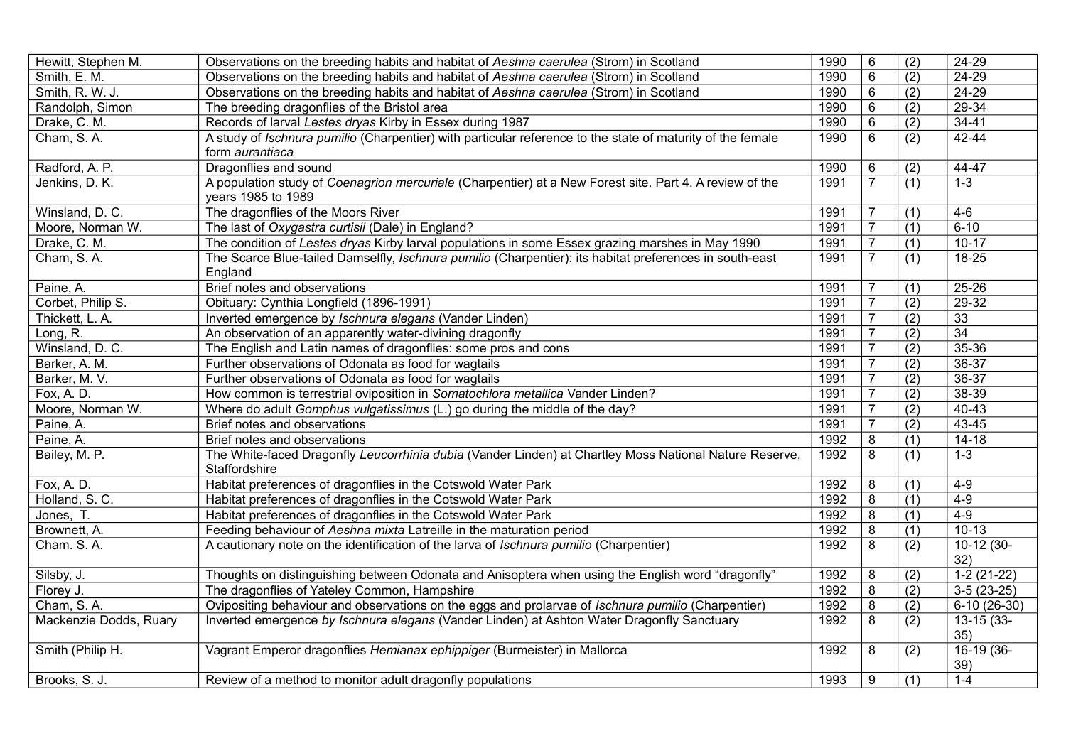| | | | | | |
|---|---|---|---|---|---|
| Hewitt, Stephen M. | Observations on the breeding habits and habitat of *Aeshna caerulea* (Strom) in Scotland | 1990 | 6 | (2) | 24-29 |
| Smith, E. M. | Observations on the breeding habits and habitat of *Aeshna caerulea* (Strom) in Scotland | 1990 | 6 | (2) | 24-29 |
| Smith, R. W. J. | Observations on the breeding habits and habitat of *Aeshna caerulea* (Strom) in Scotland | 1990 | 6 | (2) | 24-29 |
| Randolph, Simon | The breeding dragonflies of the Bristol area | 1990 | 6 | (2) | 29-34 |
| Drake, C. M. | Records of larval *Lestes dryas* Kirby in Essex during 1987 | 1990 | 6 | (2) | 34-41 |
| Cham, S. A. | A study of *Ischnura pumilio* (Charpentier) with particular reference to the state of maturity of the female form *aurantiaca* | 1990 | 6 | (2) | 42-44 |
| Radford, A. P. | Dragonflies and sound | 1990 | 6 | (2) | 44-47 |
| Jenkins, D. K. | A population study of *Coenagrion mercuriale* (Charpentier) at a New Forest site. Part 4. A review of the years 1985 to 1989 | 1991 | 7 | (1) | 1-3 |
| Winsland, D. C. | The dragonflies of the Moors River | 1991 | 7 | (1) | 4-6 |
| Moore, Norman W. | The last of *Oxygastra curtisii* (Dale) in England? | 1991 | 7 | (1) | 6-10 |
| Drake, C. M. | The condition of *Lestes dryas* Kirby larval populations in some Essex grazing marshes in May 1990 | 1991 | 7 | (1) | 10-17 |
| Cham, S. A. | The Scarce Blue-tailed Damselfly, *Ischnura pumilio* (Charpentier): its habitat preferences in south-east England | 1991 | 7 | (1) | 18-25 |
| Paine, A. | Brief notes and observations | 1991 | 7 | (1) | 25-26 |
| Corbet, Philip S. | Obituary: Cynthia Longfield (1896-1991) | 1991 | 7 | (2) | 29-32 |
| Thickett, L. A. | Inverted emergence by *Ischnura elegans* (Vander Linden) | 1991 | 7 | (2) | 33 |
| Long, R. | An observation of an apparently water-divining dragonfly | 1991 | 7 | (2) | 34 |
| Winsland, D. C. | The English and Latin names of dragonflies: some pros and cons | 1991 | 7 | (2) | 35-36 |
| Barker, A. M. | Further observations of Odonata as food for wagtails | 1991 | 7 | (2) | 36-37 |
| Barker, M. V. | Further observations of Odonata as food for wagtails | 1991 | 7 | (2) | 36-37 |
| Fox, A. D. | How common is terrestrial oviposition in *Somatochlora metallica* Vander Linden? | 1991 | 7 | (2) | 38-39 |
| Moore, Norman W. | Where do adult *Gomphus vulgatissimus* (L.) go during the middle of the day? | 1991 | 7 | (2) | 40-43 |
| Paine, A. | Brief notes and observations | 1991 | 7 | (2) | 43-45 |
| Paine, A. | Brief notes and observations | 1992 | 8 | (1) | 14-18 |
| Bailey, M. P. | The White-faced Dragonfly *Leucorrhinia dubia* (Vander Linden) at Chartley Moss National Nature Reserve, Staffordshire | 1992 | 8 | (1) | 1-3 |
| Fox, A. D. | Habitat preferences of dragonflies in the Cotswold Water Park | 1992 | 8 | (1) | 4-9 |
| Holland, S. C. | Habitat preferences of dragonflies in the Cotswold Water Park | 1992 | 8 | (1) | 4-9 |
| Jones, T. | Habitat preferences of dragonflies in the Cotswold Water Park | 1992 | 8 | (1) | 4-9 |
| Brownett, A. | Feeding behaviour of *Aeshna mixta* Latreille in the maturation period | 1992 | 8 | (1) | 10-13 |
| Cham. S. A. | A cautionary note on the identification of the larva of *Ischnura pumilio* (Charpentier) | 1992 | 8 | (2) | 10-12 (30-32) |
| Silsby, J. | Thoughts on distinguishing between Odonata and Anisoptera when using the English word "dragonfly" | 1992 | 8 | (2) | 1-2 (21-22) |
| Florey J. | The dragonflies of Yateley Common, Hampshire | 1992 | 8 | (2) | 3-5 (23-25) |
| Cham, S. A. | Ovipositing behaviour and observations on the eggs and prolarvae of *Ischnura pumilio* (Charpentier) | 1992 | 8 | (2) | 6-10 (26-30) |
| Mackenzie Dodds, Ruary | Inverted emergence *by Ischnura elegans* (Vander Linden) at Ashton Water Dragonfly Sanctuary | 1992 | 8 | (2) | 13-15 (33-35) |
| Smith (Philip H. | Vagrant Emperor dragonflies *Hemianax ephippiger* (Burmeister) in Mallorca | 1992 | 8 | (2) | 16-19 (36-39) |
| Brooks, S. J. | Review of a method to monitor adult dragonfly populations | 1993 | 9 | (1) | 1-4 |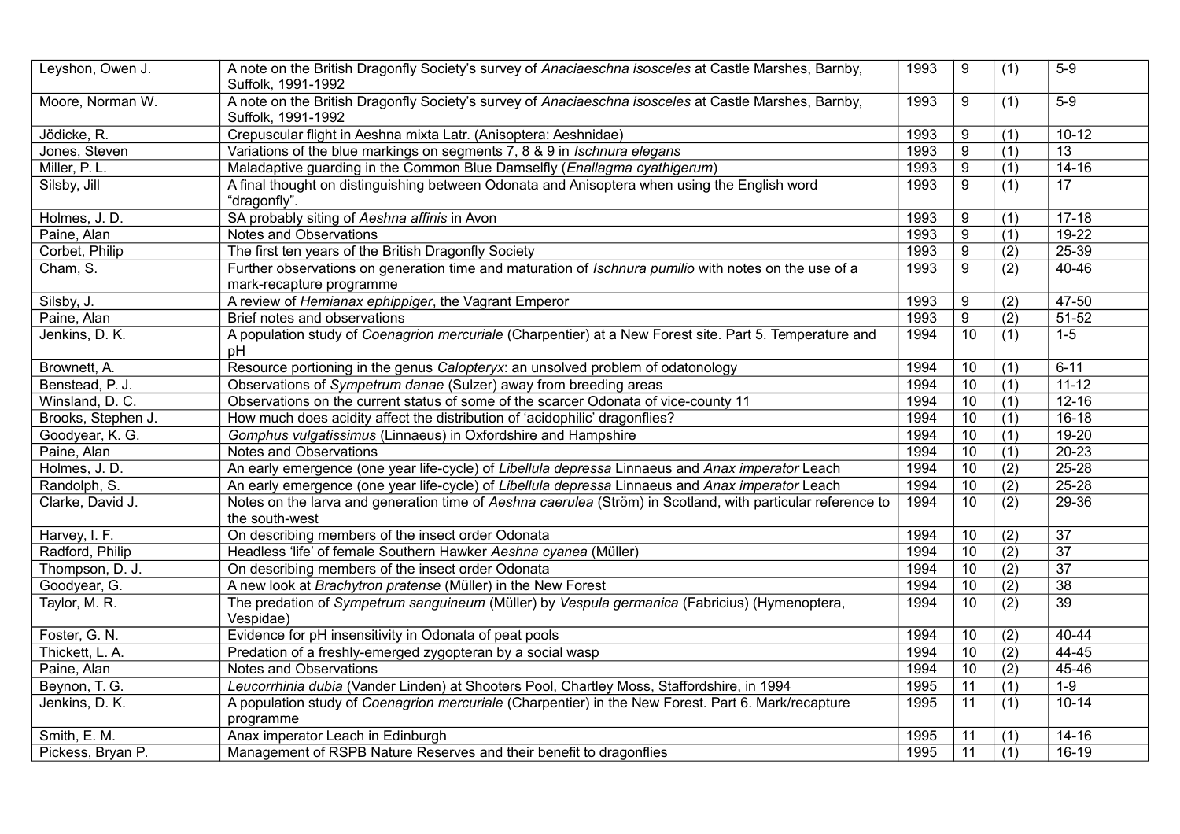| | | | | | |
|---|---|---|---|---|---|
| Leyshon, Owen J. | A note on the British Dragonfly Society's survey of *Anaciaeschna isosceles* at Castle Marshes, Barnby, Suffolk, 1991-1992 | 1993 | 9 | (1) | 5-9 |
| Moore, Norman W. | A note on the British Dragonfly Society's survey of *Anaciaeschna isosceles* at Castle Marshes, Barnby, Suffolk, 1991-1992 | 1993 | 9 | (1) | 5-9 |
| Jödicke, R. | Crepuscular flight in Aeshna mixta Latr. (Anisoptera: Aeshnidae) | 1993 | 9 | (1) | 10-12 |
| Jones, Steven | Variations of the blue markings on segments 7, 8 & 9 in *Ischnura elegans* | 1993 | 9 | (1) | 13 |
| Miller, P. L. | Maladaptive guarding in the Common Blue Damselfly (*Enallagma cyathigerum*) | 1993 | 9 | (1) | 14-16 |
| Silsby, Jill | A final thought on distinguishing between Odonata and Anisoptera when using the English word "dragonfly". | 1993 | 9 | (1) | 17 |
| Holmes, J. D. | SA probably siting of *Aeshna affinis* in Avon | 1993 | 9 | (1) | 17-18 |
| Paine, Alan | Notes and Observations | 1993 | 9 | (1) | 19-22 |
| Corbet, Philip | The first ten years of the British Dragonfly Society | 1993 | 9 | (2) | 25-39 |
| Cham, S. | Further observations on generation time and maturation of *Ischnura pumilio* with notes on the use of a mark-recapture programme | 1993 | 9 | (2) | 40-46 |
| Silsby, J. | A review of *Hemianax ephippiger*, the Vagrant Emperor | 1993 | 9 | (2) | 47-50 |
| Paine, Alan | Brief notes and observations | 1993 | 9 | (2) | 51-52 |
| Jenkins, D. K. | A population study of *Coenagrion mercuriale* (Charpentier) at a New Forest site. Part 5. Temperature and pH | 1994 | 10 | (1) | 1-5 |
| Brownett, A. | Resource portioning in the genus *Calopteryx*: an unsolved problem of odatonology | 1994 | 10 | (1) | 6-11 |
| Benstead, P. J. | Observations of *Sympetrum danae* (Sulzer) away from breeding areas | 1994 | 10 | (1) | 11-12 |
| Winsland, D. C. | Observations on the current status of some of the scarcer Odonata of vice-county 11 | 1994 | 10 | (1) | 12-16 |
| Brooks, Stephen J. | How much does acidity affect the distribution of 'acidophilic' dragonflies? | 1994 | 10 | (1) | 16-18 |
| Goodyear, K. G. | *Gomphus vulgatissimus* (Linnaeus) in Oxfordshire and Hampshire | 1994 | 10 | (1) | 19-20 |
| Paine, Alan | Notes and Observations | 1994 | 10 | (1) | 20-23 |
| Holmes, J. D. | An early emergence (one year life-cycle) of *Libellula depressa* Linnaeus and *Anax imperator* Leach | 1994 | 10 | (2) | 25-28 |
| Randolph, S. | An early emergence (one year life-cycle) of *Libellula depressa* Linnaeus and *Anax imperator* Leach | 1994 | 10 | (2) | 25-28 |
| Clarke, David J. | Notes on the larva and generation time of *Aeshna caerulea* (Ström) in Scotland, with particular reference to the south-west | 1994 | 10 | (2) | 29-36 |
| Harvey, I. F. | On describing members of the insect order Odonata | 1994 | 10 | (2) | 37 |
| Radford, Philip | Headless 'life' of female Southern Hawker *Aeshna cyanea* (Müller) | 1994 | 10 | (2) | 37 |
| Thompson, D. J. | On describing members of the insect order Odonata | 1994 | 10 | (2) | 37 |
| Goodyear, G. | A new look at *Brachytron pratense* (Müller) in the New Forest | 1994 | 10 | (2) | 38 |
| Taylor, M. R. | The predation of *Sympetrum sanguineum* (Müller) by *Vespula germanica* (Fabricius) (Hymenoptera, Vespidae) | 1994 | 10 | (2) | 39 |
| Foster, G. N. | Evidence for pH insensitivity in Odonata of peat pools | 1994 | 10 | (2) | 40-44 |
| Thickett, L. A. | Predation of a freshly-emerged zygopteran by a social wasp | 1994 | 10 | (2) | 44-45 |
| Paine, Alan | Notes and Observations | 1994 | 10 | (2) | 45-46 |
| Beynon, T. G. | *Leucorrhinia dubia* (Vander Linden) at Shooters Pool, Chartley Moss, Staffordshire, in 1994 | 1995 | 11 | (1) | 1-9 |
| Jenkins, D. K. | A population study of *Coenagrion mercuriale* (Charpentier) in the New Forest. Part 6. Mark/recapture programme | 1995 | 11 | (1) | 10-14 |
| Smith, E. M. | Anax imperator Leach in Edinburgh | 1995 | 11 | (1) | 14-16 |
| Pickess, Bryan P. | Management of RSPB Nature Reserves and their benefit to dragonflies | 1995 | 11 | (1) | 16-19 |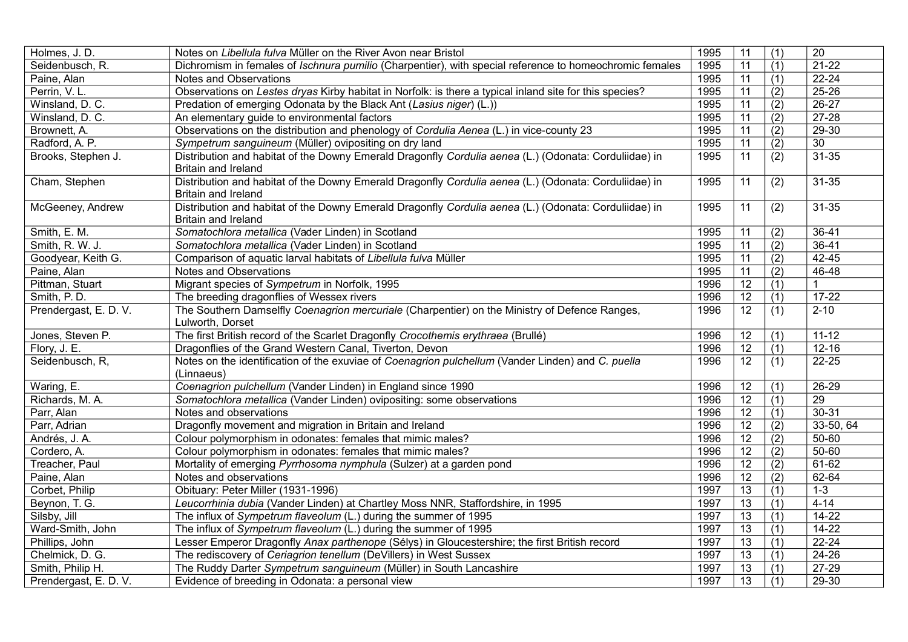| | | | | | |
|---|---|---|---|---|---|
| Holmes, J. D. | Notes on *Libellula fulva* Müller on the River Avon near Bristol | 1995 | 11 | (1) | 20 |
| Seidenbusch, R. | Dichromism in females of *Ischnura pumilio* (Charpentier), with special reference to homeochromic females | 1995 | 11 | (1) | 21-22 |
| Paine, Alan | Notes and Observations | 1995 | 11 | (1) | 22-24 |
| Perrin, V. L. | Observations on *Lestes dryas* Kirby habitat in Norfolk: is there a typical inland site for this species? | 1995 | 11 | (2) | 25-26 |
| Winsland, D. C. | Predation of emerging Odonata by the Black Ant (*Lasius niger*) (L.)) | 1995 | 11 | (2) | 26-27 |
| Winsland, D. C. | An elementary guide to environmental factors | 1995 | 11 | (2) | 27-28 |
| Brownett, A. | Observations on the distribution and phenology of *Cordulia Aenea* (L.) in vice-county 23 | 1995 | 11 | (2) | 29-30 |
| Radford, A. P. | *Sympetrum sanguineum* (Müller) ovipositing on dry land | 1995 | 11 | (2) | 30 |
| Brooks, Stephen J. | Distribution and habitat of the Downy Emerald Dragonfly *Cordulia aenea* (L.) (Odonata: Corduliidae) in Britain and Ireland | 1995 | 11 | (2) | 31-35 |
| Cham, Stephen | Distribution and habitat of the Downy Emerald Dragonfly *Cordulia aenea* (L.) (Odonata: Corduliidae) in Britain and Ireland | 1995 | 11 | (2) | 31-35 |
| McGeeney, Andrew | Distribution and habitat of the Downy Emerald Dragonfly *Cordulia aenea* (L.) (Odonata: Corduliidae) in Britain and Ireland | 1995 | 11 | (2) | 31-35 |
| Smith, E. M. | *Somatochlora metallica* (Vader Linden) in Scotland | 1995 | 11 | (2) | 36-41 |
| Smith, R. W. J. | *Somatochlora metallica* (Vader Linden) in Scotland | 1995 | 11 | (2) | 36-41 |
| Goodyear, Keith G. | Comparison of aquatic larval habitats of *Libellula fulva* Müller | 1995 | 11 | (2) | 42-45 |
| Paine, Alan | Notes and Observations | 1995 | 11 | (2) | 46-48 |
| Pittman, Stuart | Migrant species of *Sympetrum* in Norfolk, 1995 | 1996 | 12 | (1) | 1 |
| Smith, P. D. | The breeding dragonflies of Wessex rivers | 1996 | 12 | (1) | 17-22 |
| Prendergast, E. D. V. | The Southern Damselfly *Coenagrion mercuriale* (Charpentier) on the Ministry of Defence Ranges, Lulworth, Dorset | 1996 | 12 | (1) | 2-10 |
| Jones, Steven P. | The first British record of the Scarlet Dragonfly *Crocothemis erythraea* (Brullé) | 1996 | 12 | (1) | 11-12 |
| Flory, J. E. | Dragonflies of the Grand Western Canal, Tiverton, Devon | 1996 | 12 | (1) | 12-16 |
| Seidenbusch, R, | Notes on the identification of the exuviae of *Coenagrion pulchellum* (Vander Linden) and *C. puella* (Linnaeus) | 1996 | 12 | (1) | 22-25 |
| Waring, E. | *Coenagrion pulchellum* (Vander Linden) in England since 1990 | 1996 | 12 | (1) | 26-29 |
| Richards, M. A. | *Somatochlora metallica* (Vander Linden) ovipositing: some observations | 1996 | 12 | (1) | 29 |
| Parr, Alan | Notes and observations | 1996 | 12 | (1) | 30-31 |
| Parr, Adrian | Dragonfly movement and migration in Britain and Ireland | 1996 | 12 | (2) | 33-50, 64 |
| Andrés, J. A. | Colour polymorphism in odonates: females that mimic males? | 1996 | 12 | (2) | 50-60 |
| Cordero, A. | Colour polymorphism in odonates: females that mimic males? | 1996 | 12 | (2) | 50-60 |
| Treacher, Paul | Mortality of emerging *Pyrrhosoma nymphula* (Sulzer) at a garden pond | 1996 | 12 | (2) | 61-62 |
| Paine, Alan | Notes and observations | 1996 | 12 | (2) | 62-64 |
| Corbet, Philip | Obituary: Peter Miller (1931-1996) | 1997 | 13 | (1) | 1-3 |
| Beynon, T. G. | *Leucorrhinia dubia* (Vander Linden) at Chartley Moss NNR, Staffordshire, in 1995 | 1997 | 13 | (1) | 4-14 |
| Silsby, Jill | The influx of *Sympetrum flaveolum* (L.) during the summer of 1995 | 1997 | 13 | (1) | 14-22 |
| Ward-Smith, John | The influx of *Sympetrum flaveolum* (L.) during the summer of 1995 | 1997 | 13 | (1) | 14-22 |
| Phillips, John | Lesser Emperor Dragonfly *Anax parthenope* (Sélys) in Gloucestershire; the first British record | 1997 | 13 | (1) | 22-24 |
| Chelmick, D. G. | The rediscovery of *Ceriagrion tenellum* (DeVillers) in West Sussex | 1997 | 13 | (1) | 24-26 |
| Smith, Philip H. | The Ruddy Darter *Sympetrum sanguineum* (Müller) in South Lancashire | 1997 | 13 | (1) | 27-29 |
| Prendergast, E. D. V. | Evidence of breeding in Odonata: a personal view | 1997 | 13 | (1) | 29-30 |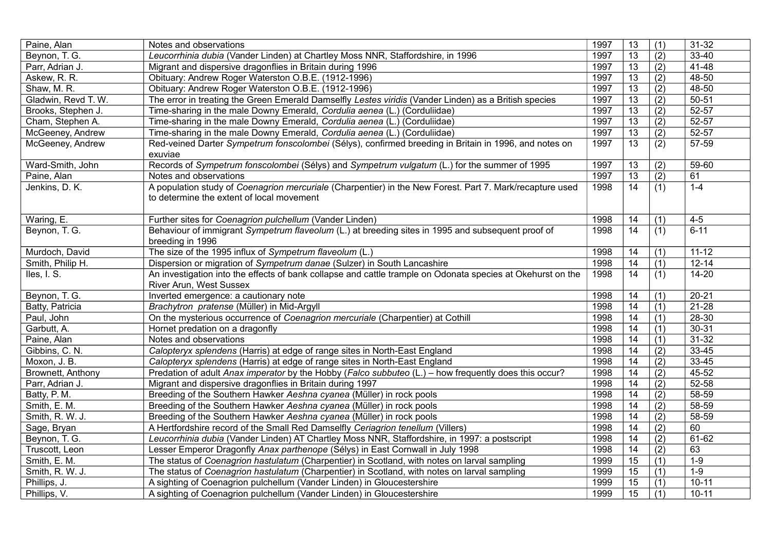| | | | | | |
|---|---|---|---|---|---|
| Paine, Alan | Notes and observations | 1997 | 13 | (1) | 31-32 |
| Beynon, T. G. | *Leucorrhinia dubia* (Vander Linden) at Chartley Moss NNR, Staffordshire, in 1996 | 1997 | 13 | (2) | 33-40 |
| Parr, Adrian J. | Migrant and dispersive dragonflies in Britain during 1996 | 1997 | 13 | (2) | 41-48 |
| Askew, R. R. | Obituary: Andrew Roger Waterston O.B.E. (1912-1996) | 1997 | 13 | (2) | 48-50 |
| Shaw, M. R. | Obituary: Andrew Roger Waterston O.B.E. (1912-1996) | 1997 | 13 | (2) | 48-50 |
| Gladwin, Revd T. W. | The error in treating the Green Emerald Damselfly *Lestes viridis* (Vander Linden) as a British species | 1997 | 13 | (2) | 50-51 |
| Brooks, Stephen J. | Time-sharing in the male Downy Emerald, *Cordulia aenea* (L.) (Corduliidae) | 1997 | 13 | (2) | 52-57 |
| Cham, Stephen A. | Time-sharing in the male Downy Emerald, *Cordulia aenea* (L.) (Corduliidae) | 1997 | 13 | (2) | 52-57 |
| McGeeney, Andrew | Time-sharing in the male Downy Emerald, *Cordulia aenea* (L.) (Corduliidae) | 1997 | 13 | (2) | 52-57 |
| McGeeney, Andrew | Red-veined Darter *Sympetrum fonscolombei* (Sélys), confirmed breeding in Britain in 1996, and notes on exuviae | 1997 | 13 | (2) | 57-59 |
| Ward-Smith, John | Records of *Sympetrum fonscolombei* (Sélys) and *Sympetrum vulgatum* (L.) for the summer of 1995 | 1997 | 13 | (2) | 59-60 |
| Paine, Alan | Notes and observations | 1997 | 13 | (2) | 61 |
| Jenkins, D. K. | A population study of *Coenagrion mercuriale* (Charpentier) in the New Forest. Part 7. Mark/recapture used to determine the extent of local movement | 1998 | 14 | (1) | 1-4 |
| Waring, E. | Further sites for *Coenagrion pulchellum* (Vander Linden) | 1998 | 14 | (1) | 4-5 |
| Beynon, T. G. | Behaviour of immigrant *Sympetrum flaveolum* (L.) at breeding sites in 1995 and subsequent proof of breeding in 1996 | 1998 | 14 | (1) | 6-11 |
| Murdoch, David | The size of the 1995 influx of *Sympetrum flaveolum* (L.) | 1998 | 14 | (1) | 11-12 |
| Smith, Philip H. | Dispersion or migration of *Sympetrum danae* (Sulzer) in South Lancashire | 1998 | 14 | (1) | 12-14 |
| Iles, I. S. | An investigation into the effects of bank collapse and cattle trample on Odonata species at Okehurst on the River Arun, West Sussex | 1998 | 14 | (1) | 14-20 |
| Beynon, T. G. | Inverted emergence: a cautionary note | 1998 | 14 | (1) | 20-21 |
| Batty, Patricia | *Brachytron pratense* (Müller) in Mid-Argyll | 1998 | 14 | (1) | 21-28 |
| Paul, John | On the mysterious occurrence of *Coenagrion mercuriale* (Charpentier) at Cothill | 1998 | 14 | (1) | 28-30 |
| Garbutt, A. | Hornet predation on a dragonfly | 1998 | 14 | (1) | 30-31 |
| Paine, Alan | Notes and observations | 1998 | 14 | (1) | 31-32 |
| Gibbins, C. N. | *Calopteryx splendens* (Harris) at edge of range sites in North-East England | 1998 | 14 | (2) | 33-45 |
| Moxon, J. B. | *Calopteryx splendens* (Harris) at edge of range sites in North-East England | 1998 | 14 | (2) | 33-45 |
| Brownett, Anthony | Predation of adult *Anax imperator* by the Hobby (*Falco subbuteo* (L.) – how frequently does this occur? | 1998 | 14 | (2) | 45-52 |
| Parr, Adrian J. | Migrant and dispersive dragonflies in Britain during 1997 | 1998 | 14 | (2) | 52-58 |
| Batty, P. M. | Breeding of the Southern Hawker *Aeshna cyanea* (Müller) in rock pools | 1998 | 14 | (2) | 58-59 |
| Smith, E. M. | Breeding of the Southern Hawker *Aeshna cyanea* (Müller) in rock pools | 1998 | 14 | (2) | 58-59 |
| Smith, R. W. J. | Breeding of the Southern Hawker *Aeshna cyanea* (Müller) in rock pools | 1998 | 14 | (2) | 58-59 |
| Sage, Bryan | A Hertfordshire record of the Small Red Damselfly *Ceriagrion tenellum* (Villers) | 1998 | 14 | (2) | 60 |
| Beynon, T. G. | *Leucorrhinia dubia* (Vander Linden) AT Chartley Moss NNR, Staffordshire, in 1997: a postscript | 1998 | 14 | (2) | 61-62 |
| Truscott, Leon | Lesser Emperor Dragonfly *Anax parthenope* (Sélys) in East Cornwall in July 1998 | 1998 | 14 | (2) | 63 |
| Smith, E. M. | The status of *Coenagrion hastulatum* (Charpentier) in Scotland, with notes on larval sampling | 1999 | 15 | (1) | 1-9 |
| Smith, R. W. J. | The status of *Coenagrion hastulatum* (Charpentier) in Scotland, with notes on larval sampling | 1999 | 15 | (1) | 1-9 |
| Phillips, J. | A sighting of Coenagrion pulchellum (Vander Linden) in Gloucestershire | 1999 | 15 | (1) | 10-11 |
| Phillips, V. | A sighting of Coenagrion pulchellum (Vander Linden) in Gloucestershire | 1999 | 15 | (1) | 10-11 |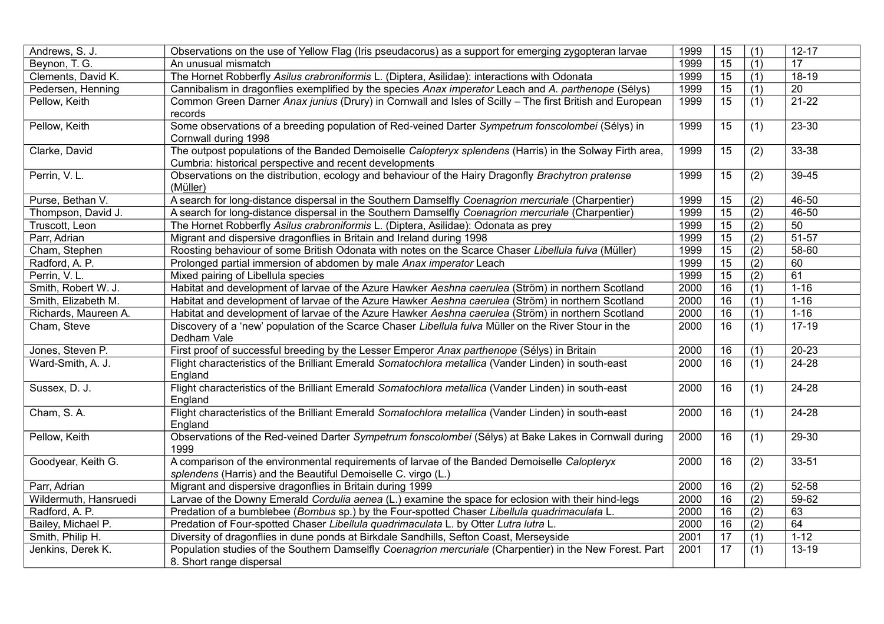| | | | | | |
|---|---|---|---|---|---|
| Andrews, S. J. | Observations on the use of Yellow Flag (Iris pseudacorus) as a support for emerging zygopteran larvae | 1999 | 15 | (1) | 12-17 |
| Beynon, T. G. | An unusual mismatch | 1999 | 15 | (1) | 17 |
| Clements, David K. | The Hornet Robberfly *Asilus crabroniformis* L. (Diptera, Asilidae): interactions with Odonata | 1999 | 15 | (1) | 18-19 |
| Pedersen, Henning | Cannibalism in dragonflies exemplified by the species *Anax imperator* Leach and *A. parthenope* (Sélys) | 1999 | 15 | (1) | 20 |
| Pellow, Keith | Common Green Darner *Anax junius* (Drury) in Cornwall and Isles of Scilly – The first British and European records | 1999 | 15 | (1) | 21-22 |
| Pellow, Keith | Some observations of a breeding population of Red-veined Darter *Sympetrum fonscolombei* (Sélys) in Cornwall during 1998 | 1999 | 15 | (1) | 23-30 |
| Clarke, David | The outpost populations of the Banded Demoiselle *Calopteryx splendens* (Harris) in the Solway Firth area, Cumbria: historical perspective and recent developments | 1999 | 15 | (2) | 33-38 |
| Perrin, V. L. | Observations on the distribution, ecology and behaviour of the Hairy Dragonfly *Brachytron pratense* (Müller) | 1999 | 15 | (2) | 39-45 |
| Purse, Bethan V. | A search for long-distance dispersal in the Southern Damselfly *Coenagrion mercuriale* (Charpentier) | 1999 | 15 | (2) | 46-50 |
| Thompson, David J. | A search for long-distance dispersal in the Southern Damselfly *Coenagrion mercuriale* (Charpentier) | 1999 | 15 | (2) | 46-50 |
| Truscott, Leon | The Hornet Robberfly *Asilus crabroniformis* L. (Diptera, Asilidae): Odonata as prey | 1999 | 15 | (2) | 50 |
| Parr, Adrian | Migrant and dispersive dragonflies in Britain and Ireland during 1998 | 1999 | 15 | (2) | 51-57 |
| Cham, Stephen | Roosting behaviour of some British Odonata with notes on the Scarce Chaser *Libellula fulva* (Müller) | 1999 | 15 | (2) | 58-60 |
| Radford, A. P. | Prolonged partial immersion of abdomen by male *Anax imperator* Leach | 1999 | 15 | (2) | 60 |
| Perrin, V. L. | Mixed pairing of Libellula species | 1999 | 15 | (2) | 61 |
| Smith, Robert W. J. | Habitat and development of larvae of the Azure Hawker *Aeshna caerulea* (Ström) in northern Scotland | 2000 | 16 | (1) | 1-16 |
| Smith, Elizabeth M. | Habitat and development of larvae of the Azure Hawker *Aeshna caerulea* (Ström) in northern Scotland | 2000 | 16 | (1) | 1-16 |
| Richards, Maureen A. | Habitat and development of larvae of the Azure Hawker *Aeshna caerulea* (Ström) in northern Scotland | 2000 | 16 | (1) | 1-16 |
| Cham, Steve | Discovery of a 'new' population of the Scarce Chaser *Libellula fulva* Müller on the River Stour in the Dedham Vale | 2000 | 16 | (1) | 17-19 |
| Jones, Steven P. | First proof of successful breeding by the Lesser Emperor *Anax parthenope* (Sélys) in Britain | 2000 | 16 | (1) | 20-23 |
| Ward-Smith, A. J. | Flight characteristics of the Brilliant Emerald *Somatochlora metallica* (Vander Linden) in south-east England | 2000 | 16 | (1) | 24-28 |
| Sussex, D. J. | Flight characteristics of the Brilliant Emerald *Somatochlora metallica* (Vander Linden) in south-east England | 2000 | 16 | (1) | 24-28 |
| Cham, S. A. | Flight characteristics of the Brilliant Emerald *Somatochlora metallica* (Vander Linden) in south-east England | 2000 | 16 | (1) | 24-28 |
| Pellow, Keith | Observations of the Red-veined Darter *Sympetrum fonscolombei* (Sélys) at Bake Lakes in Cornwall during 1999 | 2000 | 16 | (1) | 29-30 |
| Goodyear, Keith G. | A comparison of the environmental requirements of larvae of the Banded Demoiselle *Calopteryx splendens* (Harris) and the Beautiful Demoiselle *C. virgo* (L.) | 2000 | 16 | (2) | 33-51 |
| Parr, Adrian | Migrant and dispersive dragonflies in Britain during 1999 | 2000 | 16 | (2) | 52-58 |
| Wildermuth, Hansruedi | Larvae of the Downy Emerald *Cordulia aenea* (L.) examine the space for eclosion with their hind-legs | 2000 | 16 | (2) | 59-62 |
| Radford, A. P. | Predation of a bumblebee (*Bombus* sp.) by the Four-spotted Chaser *Libellula quadrimaculata* L. | 2000 | 16 | (2) | 63 |
| Bailey, Michael P. | Predation of Four-spotted Chaser *Libellula quadrimaculata* L. by Otter *Lutra lutra* L. | 2000 | 16 | (2) | 64 |
| Smith, Philip H. | Diversity of dragonflies in dune ponds at Birkdale Sandhills, Sefton Coast, Merseyside | 2001 | 17 | (1) | 1-12 |
| Jenkins, Derek K. | Population studies of the Southern Damselfly *Coenagrion mercuriale* (Charpentier) in the New Forest. Part 8. Short range dispersal | 2001 | 17 | (1) | 13-19 |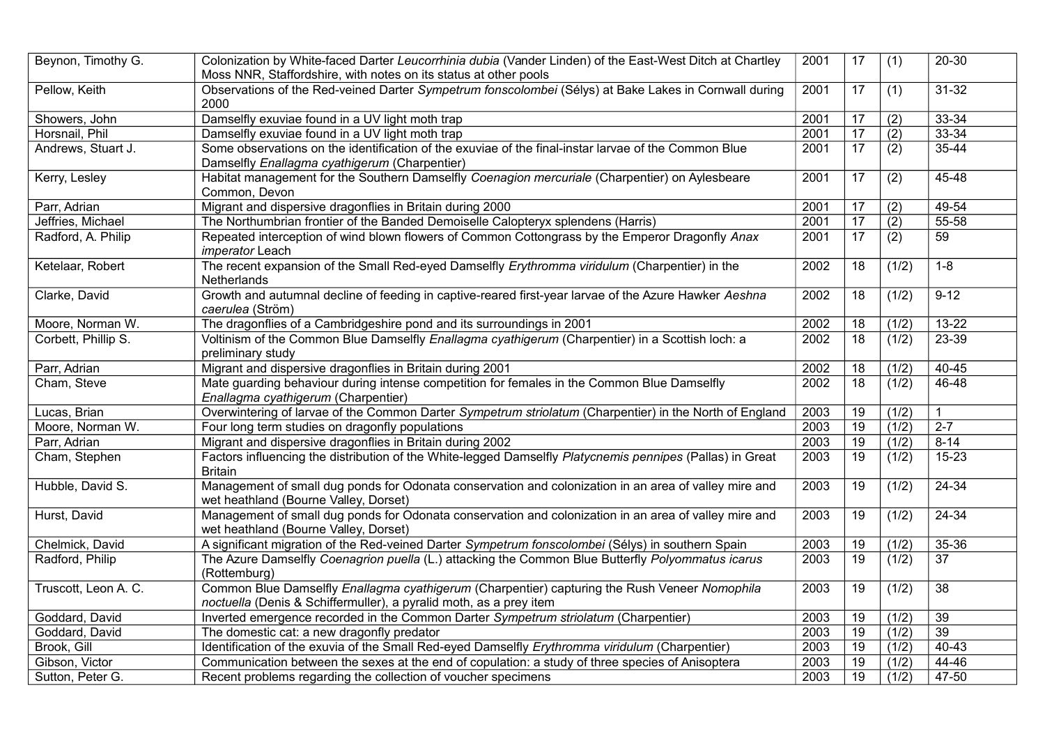| | | | | | |
|---|---|---|---|---|---|
| Beynon, Timothy G. | Colonization by White-faced Darter *Leucorrhinia dubia* (Vander Linden) of the East-West Ditch at Chartley Moss NNR, Staffordshire, with notes on its status at other pools | 2001 | 17 | (1) | 20-30 |
| Pellow, Keith | Observations of the Red-veined Darter *Sympetrum fonscolombei* (Sélys) at Bake Lakes in Cornwall during 2000 | 2001 | 17 | (1) | 31-32 |
| Showers, John | Damselfly exuviae found in a UV light moth trap | 2001 | 17 | (2) | 33-34 |
| Horsnail, Phil | Damselfly exuviae found in a UV light moth trap | 2001 | 17 | (2) | 33-34 |
| Andrews, Stuart J. | Some observations on the identification of the exuviae of the final-instar larvae of the Common Blue Damselfly *Enallagma cyathigerum* (Charpentier) | 2001 | 17 | (2) | 35-44 |
| Kerry, Lesley | Habitat management for the Southern Damselfly *Coenagion mercuriale* (Charpentier) on Aylesbeare Common, Devon | 2001 | 17 | (2) | 45-48 |
| Parr, Adrian | Migrant and dispersive dragonflies in Britain during 2000 | 2001 | 17 | (2) | 49-54 |
| Jeffries, Michael | The Northumbrian frontier of the Banded Demoiselle Calopteryx splendens (Harris) | 2001 | 17 | (2) | 55-58 |
| Radford, A. Philip | Repeated interception of wind blown flowers of Common Cottongrass by the Emperor Dragonfly *Anax imperator* Leach | 2001 | 17 | (2) | 59 |
| Ketelaar, Robert | The recent expansion of the Small Red-eyed Damselfly *Erythromma viridulum* (Charpentier) in the Netherlands | 2002 | 18 | (1/2) | 1-8 |
| Clarke, David | Growth and autumnal decline of feeding in captive-reared first-year larvae of the Azure Hawker *Aeshna caerulea* (Ström) | 2002 | 18 | (1/2) | 9-12 |
| Moore, Norman W. | The dragonflies of a Cambridgeshire pond and its surroundings in 2001 | 2002 | 18 | (1/2) | 13-22 |
| Corbett, Phillip S. | Voltinism of the Common Blue Damselfly *Enallagma cyathigerum* (Charpentier) in a Scottish loch: a preliminary study | 2002 | 18 | (1/2) | 23-39 |
| Parr, Adrian | Migrant and dispersive dragonflies in Britain during 2001 | 2002 | 18 | (1/2) | 40-45 |
| Cham, Steve | Mate guarding behaviour during intense competition for females in the Common Blue Damselfly *Enallagma cyathigerum* (Charpentier) | 2002 | 18 | (1/2) | 46-48 |
| Lucas, Brian | Overwintering of larvae of the Common Darter *Sympetrum striolatum* (Charpentier) in the North of England | 2003 | 19 | (1/2) | 1 |
| Moore, Norman W. | Four long term studies on dragonfly populations | 2003 | 19 | (1/2) | 2-7 |
| Parr, Adrian | Migrant and dispersive dragonflies in Britain during 2002 | 2003 | 19 | (1/2) | 8-14 |
| Cham, Stephen | Factors influencing the distribution of the White-legged Damselfly *Platycnemis pennipes* (Pallas) in Great Britain | 2003 | 19 | (1/2) | 15-23 |
| Hubble, David S. | Management of small dug ponds for Odonata conservation and colonization in an area of valley mire and wet heathland (Bourne Valley, Dorset) | 2003 | 19 | (1/2) | 24-34 |
| Hurst, David | Management of small dug ponds for Odonata conservation and colonization in an area of valley mire and wet heathland (Bourne Valley, Dorset) | 2003 | 19 | (1/2) | 24-34 |
| Chelmick, David | A significant migration of the Red-veined Darter *Sympetrum fonscolombei* (Sélys) in southern Spain | 2003 | 19 | (1/2) | 35-36 |
| Radford, Philip | The Azure Damselfly *Coenagrion puella* (L.) attacking the Common Blue Butterfly *Polyommatus icarus* (Rottemburg) | 2003 | 19 | (1/2) | 37 |
| Truscott, Leon A. C. | Common Blue Damselfly *Enallagma cyathigerum* (Charpentier) capturing the Rush Veneer *Nomophila noctuella* (Denis & Schiffermuller), a pyralid moth, as a prey item | 2003 | 19 | (1/2) | 38 |
| Goddard, David | Inverted emergence recorded in the Common Darter *Sympetrum striolatum* (Charpentier) | 2003 | 19 | (1/2) | 39 |
| Goddard, David | The domestic cat: a new dragonfly predator | 2003 | 19 | (1/2) | 39 |
| Brook, Gill | Identification of the exuvia of the Small Red-eyed Damselfly *Erythromma viridulum* (Charpentier) | 2003 | 19 | (1/2) | 40-43 |
| Gibson, Victor | Communication between the sexes at the end of copulation: a study of three species of Anisoptera | 2003 | 19 | (1/2) | 44-46 |
| Sutton, Peter G. | Recent problems regarding the collection of voucher specimens | 2003 | 19 | (1/2) | 47-50 |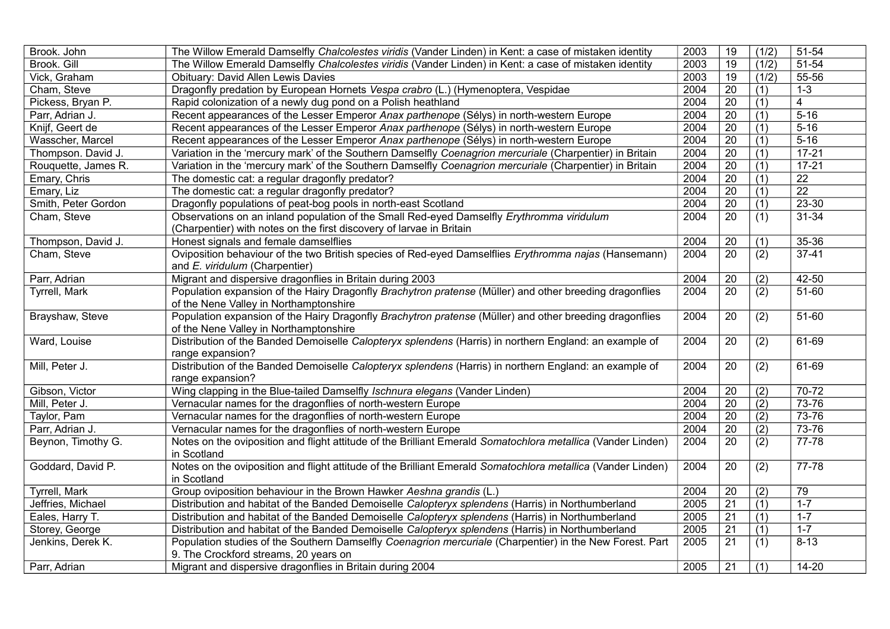| | | | | | |
|---|---|---|---|---|---|
| Brook. John | The Willow Emerald Damselfly *Chalcolestes viridis* (Vander Linden) in Kent: a case of mistaken identity | 2003 | 19 | (1/2) | 51-54 |
| Brook. Gill | The Willow Emerald Damselfly *Chalcolestes viridis* (Vander Linden) in Kent: a case of mistaken identity | 2003 | 19 | (1/2) | 51-54 |
| Vick, Graham | Obituary: David Allen Lewis Davies | 2003 | 19 | (1/2) | 55-56 |
| Cham, Steve | Dragonfly predation by European Hornets *Vespa crabro* (L.) (Hymenoptera, Vespidae | 2004 | 20 | (1) | 1-3 |
| Pickess, Bryan P. | Rapid colonization of a newly dug pond on a Polish heathland | 2004 | 20 | (1) | 4 |
| Parr, Adrian J. | Recent appearances of the Lesser Emperor *Anax parthenope* (Sélys) in north-western Europe | 2004 | 20 | (1) | 5-16 |
| Knijf, Geert de | Recent appearances of the Lesser Emperor *Anax parthenope* (Sélys) in north-western Europe | 2004 | 20 | (1) | 5-16 |
| Wasscher, Marcel | Recent appearances of the Lesser Emperor *Anax parthenope* (Sélys) in north-western Europe | 2004 | 20 | (1) | 5-16 |
| Thompson. David J. | Variation in the 'mercury mark' of the Southern Damselfly *Coenagrion mercuriale* (Charpentier) in Britain | 2004 | 20 | (1) | 17-21 |
| Rouquette, James R. | Variation in the 'mercury mark' of the Southern Damselfly *Coenagrion mercuriale* (Charpentier) in Britain | 2004 | 20 | (1) | 17-21 |
| Emary, Chris | The domestic cat: a regular dragonfly predator? | 2004 | 20 | (1) | 22 |
| Emary, Liz | The domestic cat: a regular dragonfly predator? | 2004 | 20 | (1) | 22 |
| Smith, Peter Gordon | Dragonfly populations of peat-bog pools in north-east Scotland | 2004 | 20 | (1) | 23-30 |
| Cham, Steve | Observations on an inland population of the Small Red-eyed Damselfly *Erythromma viridulum* (Charpentier) with notes on the first discovery of larvae in Britain | 2004 | 20 | (1) | 31-34 |
| Thompson, David J. | Honest signals and female damselflies | 2004 | 20 | (1) | 35-36 |
| Cham, Steve | Oviposition behaviour of the two British species of Red-eyed Damselflies *Erythromma najas* (Hansemann) and *E. viridulum* (Charpentier) | 2004 | 20 | (2) | 37-41 |
| Parr, Adrian | Migrant and dispersive dragonflies in Britain during 2003 | 2004 | 20 | (2) | 42-50 |
| Tyrrell, Mark | Population expansion of the Hairy Dragonfly *Brachytron pratense* (Müller) and other breeding dragonflies of the Nene Valley in Northamptonshire | 2004 | 20 | (2) | 51-60 |
| Brayshaw, Steve | Population expansion of the Hairy Dragonfly *Brachytron pratense* (Müller) and other breeding dragonflies of the Nene Valley in Northamptonshire | 2004 | 20 | (2) | 51-60 |
| Ward, Louise | Distribution of the Banded Demoiselle *Calopteryx splendens* (Harris) in northern England: an example of range expansion? | 2004 | 20 | (2) | 61-69 |
| Mill, Peter J. | Distribution of the Banded Demoiselle *Calopteryx splendens* (Harris) in northern England: an example of range expansion? | 2004 | 20 | (2) | 61-69 |
| Gibson, Victor | Wing clapping in the Blue-tailed Damselfly *Ischnura elegans* (Vander Linden) | 2004 | 20 | (2) | 70-72 |
| Mill, Peter J. | Vernacular names for the dragonflies of north-western Europe | 2004 | 20 | (2) | 73-76 |
| Taylor, Pam | Vernacular names for the dragonflies of north-western Europe | 2004 | 20 | (2) | 73-76 |
| Parr, Adrian J. | Vernacular names for the dragonflies of north-western Europe | 2004 | 20 | (2) | 73-76 |
| Beynon, Timothy G. | Notes on the oviposition and flight attitude of the Brilliant Emerald *Somatochlora metallica* (Vander Linden) in Scotland | 2004 | 20 | (2) | 77-78 |
| Goddard, David P. | Notes on the oviposition and flight attitude of the Brilliant Emerald *Somatochlora metallica* (Vander Linden) in Scotland | 2004 | 20 | (2) | 77-78 |
| Tyrrell, Mark | Group oviposition behaviour in the Brown Hawker *Aeshna grandis* (L.) | 2004 | 20 | (2) | 79 |
| Jeffries, Michael | Distribution and habitat of the Banded Demoiselle *Calopteryx splendens* (Harris) in Northumberland | 2005 | 21 | (1) | 1-7 |
| Eales, Harry T. | Distribution and habitat of the Banded Demoiselle *Calopteryx splendens* (Harris) in Northumberland | 2005 | 21 | (1) | 1-7 |
| Storey, George | Distribution and habitat of the Banded Demoiselle *Calopteryx splendens* (Harris) in Northumberland | 2005 | 21 | (1) | 1-7 |
| Jenkins, Derek K. | Population studies of the Southern Damselfly *Coenagrion mercuriale* (Charpentier) in the New Forest. Part 9. The Crockford streams, 20 years on | 2005 | 21 | (1) | 8-13 |
| Parr, Adrian | Migrant and dispersive dragonflies in Britain during 2004 | 2005 | 21 | (1) | 14-20 |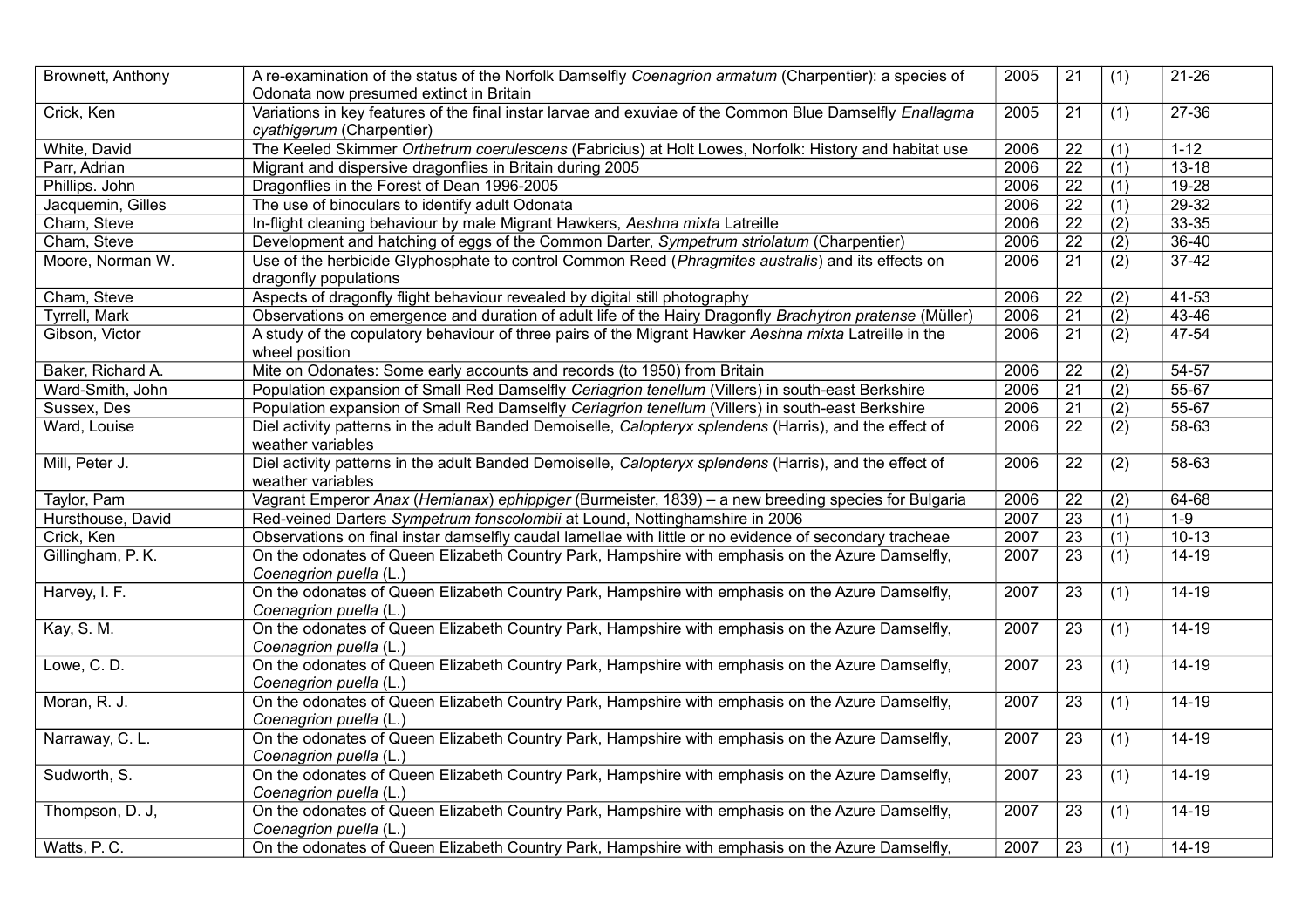| Brownett, Anthony | A re-examination of the status of the Norfolk Damselfly *Coenagrion armatum* (Charpentier): a species of Odonata now presumed extinct in Britain | 2005 | 21 | (1) | 21-26 |
|---|---|---|---|---|---|
| Crick, Ken | Variations in key features of the final instar larvae and exuviae of the Common Blue Damselfly *Enallagma cyathigerum* (Charpentier) | 2005 | 21 | (1) | 27-36 |
| White, David | The Keeled Skimmer *Orthetrum coerulescens* (Fabricius) at Holt Lowes, Norfolk: History and habitat use | 2006 | 22 | (1) | 1-12 |
| Parr, Adrian | Migrant and dispersive dragonflies in Britain during 2005 | 2006 | 22 | (1) | 13-18 |
| Phillips. John | Dragonflies in the Forest of Dean 1996-2005 | 2006 | 22 | (1) | 19-28 |
| Jacquemin, Gilles | The use of binoculars to identify adult Odonata | 2006 | 22 | (1) | 29-32 |
| Cham, Steve | In-flight cleaning behaviour by male Migrant Hawkers, *Aeshna mixta* Latreille | 2006 | 22 | (2) | 33-35 |
| Cham, Steve | Development and hatching of eggs of the Common Darter, *Sympetrum striolatum* (Charpentier) | 2006 | 22 | (2) | 36-40 |
| Moore, Norman W. | Use of the herbicide Glyphosphate to control Common Reed (*Phragmites australis*) and its effects on dragonfly populations | 2006 | 21 | (2) | 37-42 |
| Cham, Steve | Aspects of dragonfly flight behaviour revealed by digital still photography | 2006 | 22 | (2) | 41-53 |
| Tyrrell, Mark | Observations on emergence and duration of adult life of the Hairy Dragonfly *Brachytron pratense* (Müller) | 2006 | 21 | (2) | 43-46 |
| Gibson, Victor | A study of the copulatory behaviour of three pairs of the Migrant Hawker *Aeshna mixta* Latreille in the wheel position | 2006 | 21 | (2) | 47-54 |
| Baker, Richard A. | Mite on Odonates: Some early accounts and records (to 1950) from Britain | 2006 | 22 | (2) | 54-57 |
| Ward-Smith, John | Population expansion of Small Red Damselfly *Ceriagrion tenellum* (Villers) in south-east Berkshire | 2006 | 21 | (2) | 55-67 |
| Sussex, Des | Population expansion of Small Red Damselfly *Ceriagrion tenellum* (Villers) in south-east Berkshire | 2006 | 21 | (2) | 55-67 |
| Ward, Louise | Diel activity patterns in the adult Banded Demoiselle, *Calopteryx splendens* (Harris), and the effect of weather variables | 2006 | 22 | (2) | 58-63 |
| Mill, Peter J. | Diel activity patterns in the adult Banded Demoiselle, *Calopteryx splendens* (Harris), and the effect of weather variables | 2006 | 22 | (2) | 58-63 |
| Taylor, Pam | Vagrant Emperor *Anax* (*Hemianax*) *ephippiger* (Burmeister, 1839) – a new breeding species for Bulgaria | 2006 | 22 | (2) | 64-68 |
| Hursthouse, David | Red-veined Darters *Sympetrum fonscolombii* at Lound, Nottinghamshire in 2006 | 2007 | 23 | (1) | 1-9 |
| Crick, Ken | Observations on final instar damselfly caudal lamellae with little or no evidence of secondary tracheae | 2007 | 23 | (1) | 10-13 |
| Gillingham, P. K. | On the odonates of Queen Elizabeth Country Park, Hampshire with emphasis on the Azure Damselfly, *Coenagrion puella* (L.) | 2007 | 23 | (1) | 14-19 |
| Harvey, I. F. | On the odonates of Queen Elizabeth Country Park, Hampshire with emphasis on the Azure Damselfly, *Coenagrion puella* (L.) | 2007 | 23 | (1) | 14-19 |
| Kay, S. M. | On the odonates of Queen Elizabeth Country Park, Hampshire with emphasis on the Azure Damselfly, *Coenagrion puella* (L.) | 2007 | 23 | (1) | 14-19 |
| Lowe, C. D. | On the odonates of Queen Elizabeth Country Park, Hampshire with emphasis on the Azure Damselfly, *Coenagrion puella* (L.) | 2007 | 23 | (1) | 14-19 |
| Moran, R. J. | On the odonates of Queen Elizabeth Country Park, Hampshire with emphasis on the Azure Damselfly, *Coenagrion puella* (L.) | 2007 | 23 | (1) | 14-19 |
| Narraway, C. L. | On the odonates of Queen Elizabeth Country Park, Hampshire with emphasis on the Azure Damselfly, *Coenagrion puella* (L.) | 2007 | 23 | (1) | 14-19 |
| Sudworth, S. | On the odonates of Queen Elizabeth Country Park, Hampshire with emphasis on the Azure Damselfly, *Coenagrion puella* (L.) | 2007 | 23 | (1) | 14-19 |
| Thompson, D. J, | On the odonates of Queen Elizabeth Country Park, Hampshire with emphasis on the Azure Damselfly, *Coenagrion puella* (L.) | 2007 | 23 | (1) | 14-19 |
| Watts, P. C. | On the odonates of Queen Elizabeth Country Park, Hampshire with emphasis on the Azure Damselfly, | 2007 | 23 | (1) | 14-19 |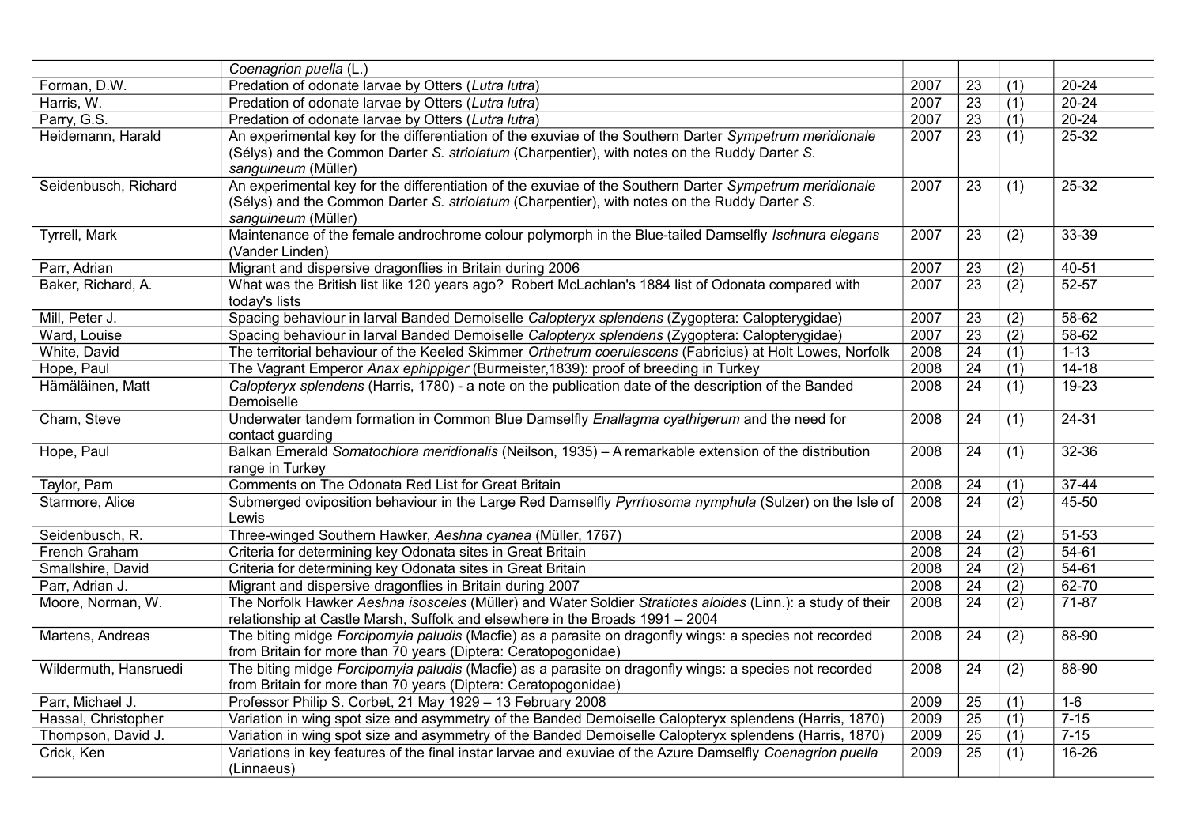| | | | | | |
|---|---|---|---|---|---|
| | *Coenagrion puella* (L.) | | | | |
| Forman, D.W. | Predation of odonate larvae by Otters (*Lutra lutra*) | 2007 | 23 | (1) | 20-24 |
| Harris, W. | Predation of odonate larvae by Otters (*Lutra lutra*) | 2007 | 23 | (1) | 20-24 |
| Parry, G.S. | Predation of odonate larvae by Otters (*Lutra lutra*) | 2007 | 23 | (1) | 20-24 |
| Heidemann, Harald | An experimental key for the differentiation of the exuviae of the Southern Darter *Sympetrum meridionale* (Sélys) and the Common Darter *S. striolatum* (Charpentier), with notes on the Ruddy Darter *S. sanguineum* (Müller) | 2007 | 23 | (1) | 25-32 |
| Seidenbusch, Richard | An experimental key for the differentiation of the exuviae of the Southern Darter *Sympetrum meridionale* (Sélys) and the Common Darter *S. striolatum* (Charpentier), with notes on the Ruddy Darter *S. sanguineum* (Müller) | 2007 | 23 | (1) | 25-32 |
| Tyrrell, Mark | Maintenance of the female androchrome colour polymorph in the Blue-tailed Damselfly *Ischnura elegans* (Vander Linden) | 2007 | 23 | (2) | 33-39 |
| Parr, Adrian | Migrant and dispersive dragonflies in Britain during 2006 | 2007 | 23 | (2) | 40-51 |
| Baker, Richard, A. | What was the British list like 120 years ago? Robert McLachlan's 1884 list of Odonata compared with today's lists | 2007 | 23 | (2) | 52-57 |
| Mill, Peter J. | Spacing behaviour in larval Banded Demoiselle *Calopteryx splendens* (Zygoptera: Calopterygidae) | 2007 | 23 | (2) | 58-62 |
| Ward, Louise | Spacing behaviour in larval Banded Demoiselle *Calopteryx splendens* (Zygoptera: Calopterygidae) | 2007 | 23 | (2) | 58-62 |
| White, David | The territorial behaviour of the Keeled Skimmer *Orthetrum coerulescens* (Fabricius) at Holt Lowes, Norfolk | 2008 | 24 | (1) | 1-13 |
| Hope, Paul | The Vagrant Emperor *Anax ephippiger* (Burmeister,1839): proof of breeding in Turkey | 2008 | 24 | (1) | 14-18 |
| Hämäläinen, Matt | *Calopteryx splendens* (Harris, 1780) - a note on the publication date of the description of the Banded Demoiselle | 2008 | 24 | (1) | 19-23 |
| Cham, Steve | Underwater tandem formation in Common Blue Damselfly *Enallagma cyathigerum* and the need for contact guarding | 2008 | 24 | (1) | 24-31 |
| Hope, Paul | Balkan Emerald *Somatochlora meridionalis* (Neilson, 1935) – A remarkable extension of the distribution range in Turkey | 2008 | 24 | (1) | 32-36 |
| Taylor, Pam | Comments on The Odonata Red List for Great Britain | 2008 | 24 | (1) | 37-44 |
| Starmore, Alice | Submerged oviposition behaviour in the Large Red Damselfly *Pyrrhosoma nymphula* (Sulzer) on the Isle of Lewis | 2008 | 24 | (2) | 45-50 |
| Seidenbusch, R. | Three-winged Southern Hawker, *Aeshna cyanea* (Müller, 1767) | 2008 | 24 | (2) | 51-53 |
| French Graham | Criteria for determining key Odonata sites in Great Britain | 2008 | 24 | (2) | 54-61 |
| Smallshire, David | Criteria for determining key Odonata sites in Great Britain | 2008 | 24 | (2) | 54-61 |
| Parr, Adrian J. | Migrant and dispersive dragonflies in Britain during 2007 | 2008 | 24 | (2) | 62-70 |
| Moore, Norman, W. | The Norfolk Hawker *Aeshna isosceles* (Müller) and Water Soldier *Stratiotes aloides* (Linn.): a study of their relationship at Castle Marsh, Suffolk and elsewhere in the Broads 1991 – 2004 | 2008 | 24 | (2) | 71-87 |
| Martens, Andreas | The biting midge *Forcipomyia paludis* (Macfie) as a parasite on dragonfly wings: a species not recorded from Britain for more than 70 years (Diptera: Ceratopogonidae) | 2008 | 24 | (2) | 88-90 |
| Wildermuth, Hansruedi | The biting midge *Forcipomyia paludis* (Macfie) as a parasite on dragonfly wings: a species not recorded from Britain for more than 70 years (Diptera: Ceratopogonidae) | 2008 | 24 | (2) | 88-90 |
| Parr, Michael J. | Professor Philip S. Corbet, 21 May 1929 – 13 February 2008 | 2009 | 25 | (1) | 1-6 |
| Hassal, Christopher | Variation in wing spot size and asymmetry of the Banded Demoiselle Calopteryx splendens (Harris, 1870) | 2009 | 25 | (1) | 7-15 |
| Thompson, David J. | Variation in wing spot size and asymmetry of the Banded Demoiselle Calopteryx splendens (Harris, 1870) | 2009 | 25 | (1) | 7-15 |
| Crick, Ken | Variations in key features of the final instar larvae and exuviae of the Azure Damselfly *Coenagrion puella* (Linnaeus) | 2009 | 25 | (1) | 16-26 |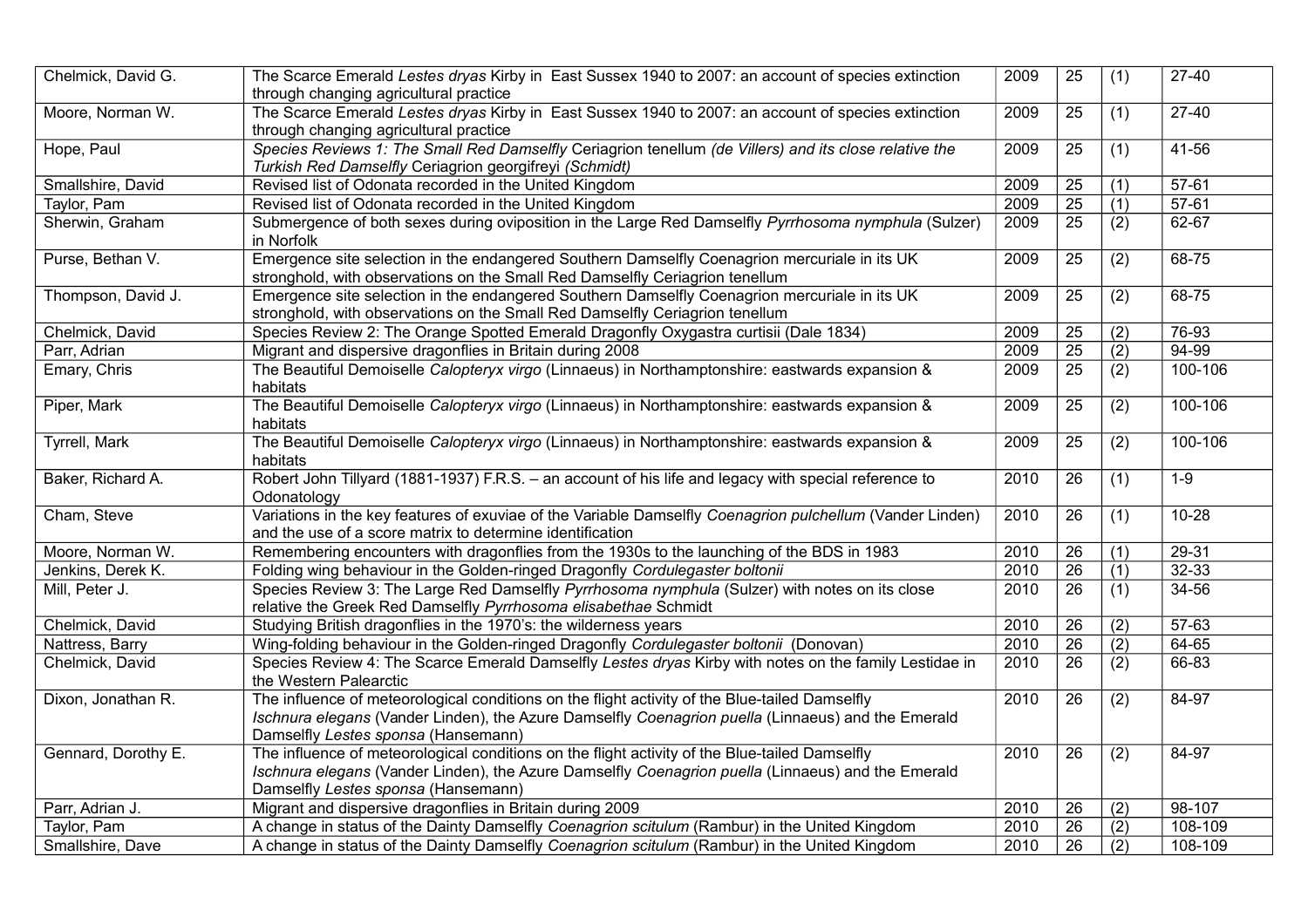| | | | | | |
|---|---|---|---|---|---|
| Chelmick, David G. | The Scarce Emerald *Lestes dryas* Kirby in East Sussex 1940 to 2007: an account of species extinction through changing agricultural practice | 2009 | 25 | (1) | 27-40 |
| Moore, Norman W. | The Scarce Emerald *Lestes dryas* Kirby in East Sussex 1940 to 2007: an account of species extinction through changing agricultural practice | 2009 | 25 | (1) | 27-40 |
| Hope, Paul | *Species Reviews 1: The Small Red Damselfly* Ceriagrion tenellum *(de Villers) and its close relative the Turkish Red Damselfly* Ceriagrion georgifreyi *(Schmidt)* | 2009 | 25 | (1) | 41-56 |
| Smallshire, David | Revised list of Odonata recorded in the United Kingdom | 2009 | 25 | (1) | 57-61 |
| Taylor, Pam | Revised list of Odonata recorded in the United Kingdom | 2009 | 25 | (1) | 57-61 |
| Sherwin, Graham | Submergence of both sexes during oviposition in the Large Red Damselfly *Pyrrhosoma nymphula* (Sulzer) in Norfolk | 2009 | 25 | (2) | 62-67 |
| Purse, Bethan V. | Emergence site selection in the endangered Southern Damselfly Coenagrion mercuriale in its UK stronghold, with observations on the Small Red Damselfly Ceriagrion tenellum | 2009 | 25 | (2) | 68-75 |
| Thompson, David J. | Emergence site selection in the endangered Southern Damselfly Coenagrion mercuriale in its UK stronghold, with observations on the Small Red Damselfly Ceriagrion tenellum | 2009 | 25 | (2) | 68-75 |
| Chelmick, David | Species Review 2: The Orange Spotted Emerald Dragonfly Oxygastra curtisii (Dale 1834) | 2009 | 25 | (2) | 76-93 |
| Parr, Adrian | Migrant and dispersive dragonflies in Britain during 2008 | 2009 | 25 | (2) | 94-99 |
| Emary, Chris | The Beautiful Demoiselle *Calopteryx virgo* (Linnaeus) in Northamptonshire: eastwards expansion & habitats | 2009 | 25 | (2) | 100-106 |
| Piper, Mark | The Beautiful Demoiselle *Calopteryx virgo* (Linnaeus) in Northamptonshire: eastwards expansion & habitats | 2009 | 25 | (2) | 100-106 |
| Tyrrell, Mark | The Beautiful Demoiselle *Calopteryx virgo* (Linnaeus) in Northamptonshire: eastwards expansion & habitats | 2009 | 25 | (2) | 100-106 |
| Baker, Richard A. | Robert John Tillyard (1881-1937) F.R.S. – an account of his life and legacy with special reference to Odonatology | 2010 | 26 | (1) | 1-9 |
| Cham, Steve | Variations in the key features of exuviae of the Variable Damselfly *Coenagrion pulchellum* (Vander Linden) and the use of a score matrix to determine identification | 2010 | 26 | (1) | 10-28 |
| Moore, Norman W. | Remembering encounters with dragonflies from the 1930s to the launching of the BDS in 1983 | 2010 | 26 | (1) | 29-31 |
| Jenkins, Derek K. | Folding wing behaviour in the Golden-ringed Dragonfly *Cordulegaster boltonii* | 2010 | 26 | (1) | 32-33 |
| Mill, Peter J. | Species Review 3: The Large Red Damselfly *Pyrrhosoma nymphula* (Sulzer) with notes on its close relative the Greek Red Damselfly *Pyrrhosoma elisabethae* Schmidt | 2010 | 26 | (1) | 34-56 |
| Chelmick, David | Studying British dragonflies in the 1970's: the wilderness years | 2010 | 26 | (2) | 57-63 |
| Nattress, Barry | Wing-folding behaviour in the Golden-ringed Dragonfly *Cordulegaster boltonii* (Donovan) | 2010 | 26 | (2) | 64-65 |
| Chelmick, David | Species Review 4: The Scarce Emerald Damselfly *Lestes dryas* Kirby with notes on the family Lestidae in the Western Palearctic | 2010 | 26 | (2) | 66-83 |
| Dixon, Jonathan R. | The influence of meteorological conditions on the flight activity of the Blue-tailed Damselfly *Ischnura elegans* (Vander Linden), the Azure Damselfly *Coenagrion puella* (Linnaeus) and the Emerald Damselfly *Lestes sponsa* (Hansemann) | 2010 | 26 | (2) | 84-97 |
| Gennard, Dorothy E. | The influence of meteorological conditions on the flight activity of the Blue-tailed Damselfly *Ischnura elegans* (Vander Linden), the Azure Damselfly *Coenagrion puella* (Linnaeus) and the Emerald Damselfly *Lestes sponsa* (Hansemann) | 2010 | 26 | (2) | 84-97 |
| Parr, Adrian J. | Migrant and dispersive dragonflies in Britain during 2009 | 2010 | 26 | (2) | 98-107 |
| Taylor, Pam | A change in status of the Dainty Damselfly *Coenagrion scitulum* (Rambur) in the United Kingdom | 2010 | 26 | (2) | 108-109 |
| Smallshire, Dave | A change in status of the Dainty Damselfly *Coenagrion scitulum* (Rambur) in the United Kingdom | 2010 | 26 | (2) | 108-109 |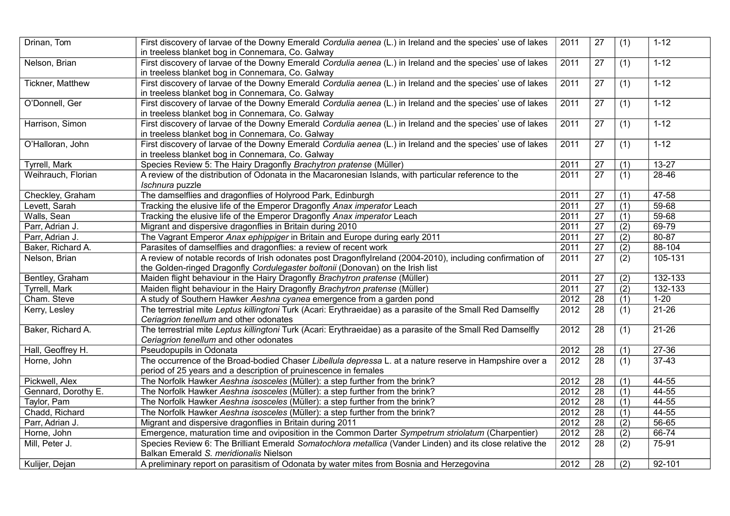| | | | | | |
|---|---|---|---|---|---|
| Drinan, Tom | First discovery of larvae of the Downy Emerald *Cordulia aenea* (L.) in Ireland and the species' use of lakes in treeless blanket bog in Connemara, Co. Galway | 2011 | 27 | (1) | 1-12 |
| Nelson, Brian | First discovery of larvae of the Downy Emerald *Cordulia aenea* (L.) in Ireland and the species' use of lakes in treeless blanket bog in Connemara, Co. Galway | 2011 | 27 | (1) | 1-12 |
| Tickner, Matthew | First discovery of larvae of the Downy Emerald *Cordulia aenea* (L.) in Ireland and the species' use of lakes in treeless blanket bog in Connemara, Co. Galway | 2011 | 27 | (1) | 1-12 |
| O'Donnell, Ger | First discovery of larvae of the Downy Emerald *Cordulia aenea* (L.) in Ireland and the species' use of lakes in treeless blanket bog in Connemara, Co. Galway | 2011 | 27 | (1) | 1-12 |
| Harrison, Simon | First discovery of larvae of the Downy Emerald *Cordulia aenea* (L.) in Ireland and the species' use of lakes in treeless blanket bog in Connemara, Co. Galway | 2011 | 27 | (1) | 1-12 |
| O'Halloran, John | First discovery of larvae of the Downy Emerald *Cordulia aenea* (L.) in Ireland and the species' use of lakes in treeless blanket bog in Connemara, Co. Galway | 2011 | 27 | (1) | 1-12 |
| Tyrrell, Mark | Species Review 5: The Hairy Dragonfly *Brachytron pratense* (Müller) | 2011 | 27 | (1) | 13-27 |
| Weihrauch, Florian | A review of the distribution of Odonata in the Macaronesian Islands, with particular reference to the *Ischnura* puzzle | 2011 | 27 | (1) | 28-46 |
| Checkley, Graham | The damselflies and dragonflies of Holyrood Park, Edinburgh | 2011 | 27 | (1) | 47-58 |
| Levett, Sarah | Tracking the elusive life of the Emperor Dragonfly *Anax imperator* Leach | 2011 | 27 | (1) | 59-68 |
| Walls, Sean | Tracking the elusive life of the Emperor Dragonfly *Anax imperator* Leach | 2011 | 27 | (1) | 59-68 |
| Parr, Adrian J. | Migrant and dispersive dragonflies in Britain during 2010 | 2011 | 27 | (2) | 69-79 |
| Parr, Adrian J. | The Vagrant Emperor *Anax ephippiger* in Britain and Europe during early 2011 | 2011 | 27 | (2) | 80-87 |
| Baker, Richard A. | Parasites of damselflies and dragonflies: a review of recent work | 2011 | 27 | (2) | 88-104 |
| Nelson, Brian | A review of notable records of Irish odonates post DragonflyIreland (2004-2010), including confirmation of the Golden-ringed Dragonfly *Cordulegaster boltonii* (Donovan) on the Irish list | 2011 | 27 | (2) | 105-131 |
| Bentley, Graham | Maiden flight behaviour in the Hairy Dragonfly *Brachytron pratense* (Müller) | 2011 | 27 | (2) | 132-133 |
| Tyrrell, Mark | Maiden flight behaviour in the Hairy Dragonfly *Brachytron pratense* (Müller) | 2011 | 27 | (2) | 132-133 |
| Cham. Steve | A study of Southern Hawker *Aeshna cyanea* emergence from a garden pond | 2012 | 28 | (1) | 1-20 |
| Kerry, Lesley | The terrestrial mite *Leptus killingtoni* Turk (Acari: Erythraeidae) as a parasite of the Small Red Damselfly *Ceriagrion tenellum* and other odonates | 2012 | 28 | (1) | 21-26 |
| Baker, Richard A. | The terrestrial mite *Leptus killingtoni* Turk (Acari: Erythraeidae) as a parasite of the Small Red Damselfly *Ceriagrion tenellum* and other odonates | 2012 | 28 | (1) | 21-26 |
| Hall, Geoffrey H. | Pseudopupils in Odonata | 2012 | 28 | (1) | 27-36 |
| Horne, John | The occurrence of the Broad-bodied Chaser *Libellula depressa* L. at a nature reserve in Hampshire over a period of 25 years and a description of pruinescence in females | 2012 | 28 | (1) | 37-43 |
| Pickwell, Alex | The Norfolk Hawker *Aeshna isosceles* (Müller): a step further from the brink? | 2012 | 28 | (1) | 44-55 |
| Gennard, Dorothy E. | The Norfolk Hawker *Aeshna isosceles* (Müller): a step further from the brink? | 2012 | 28 | (1) | 44-55 |
| Taylor, Pam | The Norfolk Hawker *Aeshna isosceles* (Müller): a step further from the brink? | 2012 | 28 | (1) | 44-55 |
| Chadd, Richard | The Norfolk Hawker *Aeshna isosceles* (Müller): a step further from the brink? | 2012 | 28 | (1) | 44-55 |
| Parr, Adrian J. | Migrant and dispersive dragonflies in Britain during 2011 | 2012 | 28 | (2) | 56-65 |
| Horne, John | Emergence, maturation time and oviposition in the Common Darter *Sympetrum striolatum* (Charpentier) | 2012 | 28 | (2) | 66-74 |
| Mill, Peter J. | Species Review 6: The Brilliant Emerald *Somatochlora metallica* (Vander Linden) and its close relative the Balkan Emerald *S. meridionalis* Nielson | 2012 | 28 | (2) | 75-91 |
| Kulijer, Dejan | A preliminary report on parasitism of Odonata by water mites from Bosnia and Herzegovina | 2012 | 28 | (2) | 92-101 |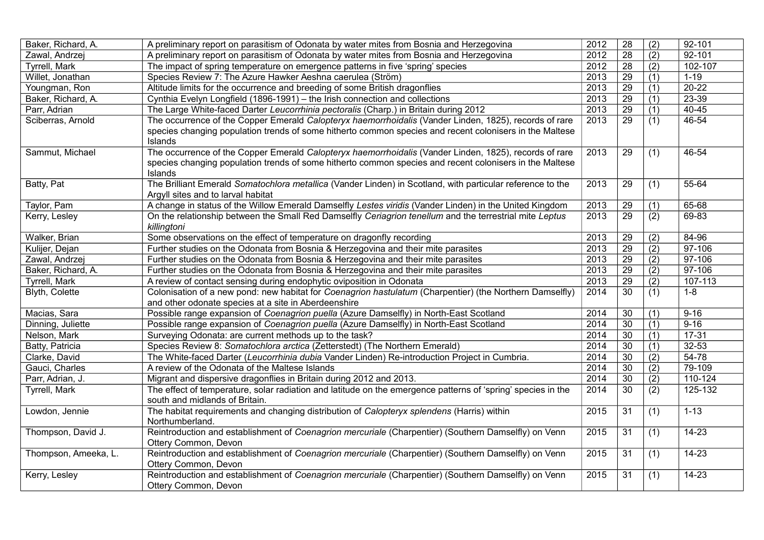| | | | | | |
|---|---|---|---|---|---|
| Baker, Richard, A. | A preliminary report on parasitism of Odonata by water mites from Bosnia and Herzegovina | 2012 | 28 | (2) | 92-101 |
| Zawal, Andrzej | A preliminary report on parasitism of Odonata by water mites from Bosnia and Herzegovina | 2012 | 28 | (2) | 92-101 |
| Tyrrell, Mark | The impact of spring temperature on emergence patterns in five 'spring' species | 2012 | 28 | (2) | 102-107 |
| Willet, Jonathan | Species Review 7: The Azure Hawker Aeshna caerulea (Ström) | 2013 | 29 | (1) | 1-19 |
| Youngman, Ron | Altitude limits for the occurrence and breeding of some British dragonflies | 2013 | 29 | (1) | 20-22 |
| Baker, Richard, A. | Cynthia Evelyn Longfield (1896-1991) – the Irish connection and collections | 2013 | 29 | (1) | 23-39 |
| Parr, Adrian | The Large White-faced Darter *Leucorrhinia pectoralis* (Charp.) in Britain during 2012 | 2013 | 29 | (1) | 40-45 |
| Sciberras, Arnold | The occurrence of the Copper Emerald *Calopteryx haemorrhoidalis* (Vander Linden, 1825), records of rare species changing population trends of some hitherto common species and recent colonisers in the Maltese Islands | 2013 | 29 | (1) | 46-54 |
| Sammut, Michael | The occurrence of the Copper Emerald *Calopteryx haemorrhoidalis* (Vander Linden, 1825), records of rare species changing population trends of some hitherto common species and recent colonisers in the Maltese Islands | 2013 | 29 | (1) | 46-54 |
| Batty, Pat | The Brilliant Emerald *Somatochlora metallica* (Vander Linden) in Scotland, with particular reference to the Argyll sites and to larval habitat | 2013 | 29 | (1) | 55-64 |
| Taylor, Pam | A change in status of the Willow Emerald Damselfly *Lestes viridis* (Vander Linden) in the United Kingdom | 2013 | 29 | (1) | 65-68 |
| Kerry, Lesley | On the relationship between the Small Red Damselfly *Ceriagrion tenellum* and the terrestrial mite *Leptus killingtoni* | 2013 | 29 | (2) | 69-83 |
| Walker, Brian | Some observations on the effect of temperature on dragonfly recording | 2013 | 29 | (2) | 84-96 |
| Kulijer, Dejan | Further studies on the Odonata from Bosnia & Herzegovina and their mite parasites | 2013 | 29 | (2) | 97-106 |
| Zawal, Andrzej | Further studies on the Odonata from Bosnia & Herzegovina and their mite parasites | 2013 | 29 | (2) | 97-106 |
| Baker, Richard, A. | Further studies on the Odonata from Bosnia & Herzegovina and their mite parasites | 2013 | 29 | (2) | 97-106 |
| Tyrrell, Mark | A review of contact sensing during endophytic oviposition in Odonata | 2013 | 29 | (2) | 107-113 |
| Blyth, Colette | Colonisation of a new pond: new habitat for *Coenagrion hastulatum* (Charpentier) (the Northern Damselfly) and other odonate species at a site in Aberdeenshire | 2014 | 30 | (1) | 1-8 |
| Macias, Sara | Possible range expansion of *Coenagrion puella* (Azure Damselfly) in North-East Scotland | 2014 | 30 | (1) | 9-16 |
| Dinning, Juliette | Possible range expansion of *Coenagrion puella* (Azure Damselfly) in North-East Scotland | 2014 | 30 | (1) | 9-16 |
| Nelson, Mark | Surveying Odonata: are current methods up to the task? | 2014 | 30 | (1) | 17-31 |
| Batty, Patricia | Species Review 8: *Somatochlora arctica* (Zetterstedt) (The Northern Emerald) | 2014 | 30 | (1) | 32-53 |
| Clarke, David | The White-faced Darter (*Leucorrhinia dubia* Vander Linden) Re-introduction Project in Cumbria. | 2014 | 30 | (2) | 54-78 |
| Gauci, Charles | A review of the Odonata of the Maltese Islands | 2014 | 30 | (2) | 79-109 |
| Parr, Adrian, J. | Migrant and dispersive dragonflies in Britain during 2012 and 2013. | 2014 | 30 | (2) | 110-124 |
| Tyrrell, Mark | The effect of temperature, solar radiation and latitude on the emergence patterns of 'spring' species in the south and midlands of Britain. | 2014 | 30 | (2) | 125-132 |
| Lowdon, Jennie | The habitat requirements and changing distribution of *Calopteryx splendens* (Harris) within Northumberland. | 2015 | 31 | (1) | 1-13 |
| Thompson, David J. | Reintroduction and establishment of *Coenagrion mercuriale* (Charpentier) (Southern Damselfly) on Venn Ottery Common, Devon | 2015 | 31 | (1) | 14-23 |
| Thompson, Ameeka, L. | Reintroduction and establishment of *Coenagrion mercuriale* (Charpentier) (Southern Damselfly) on Venn Ottery Common, Devon | 2015 | 31 | (1) | 14-23 |
| Kerry, Lesley | Reintroduction and establishment of *Coenagrion mercuriale* (Charpentier) (Southern Damselfly) on Venn Ottery Common, Devon | 2015 | 31 | (1) | 14-23 |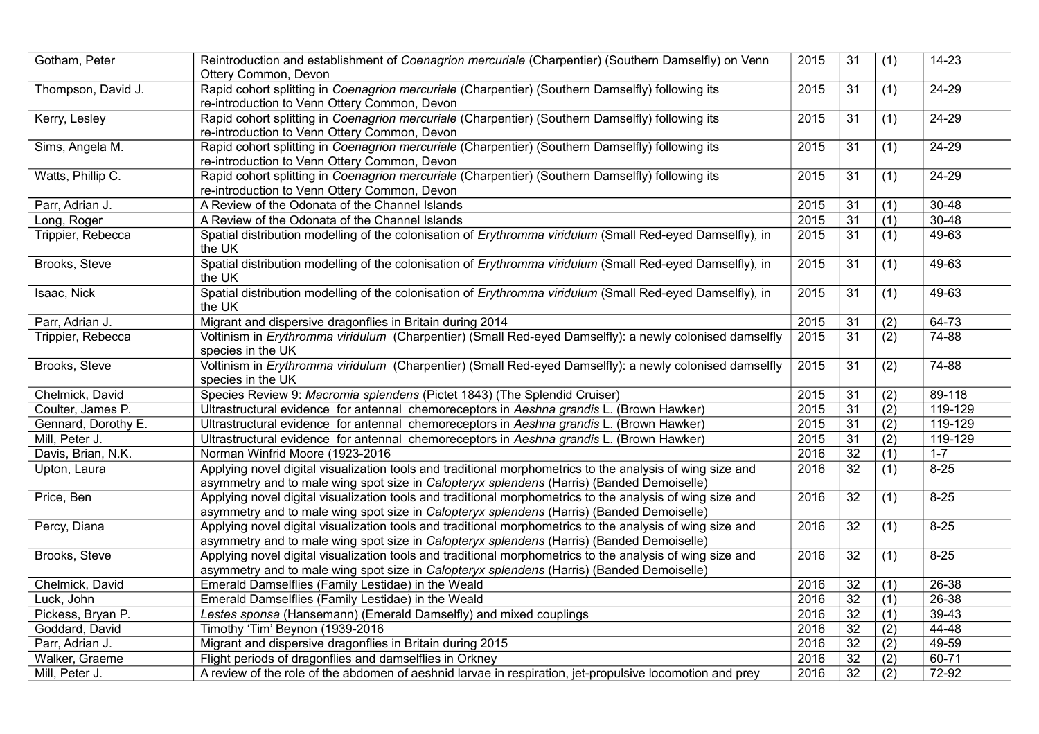| Gotham, Peter | Reintroduction and establishment of *Coenagrion mercuriale* (Charpentier) (Southern Damselfly) on Venn Ottery Common, Devon | 2015 | 31 | (1) | 14-23 |
|---|---|---|---|---|---|
| Thompson, David J. | Rapid cohort splitting in *Coenagrion mercuriale* (Charpentier) (Southern Damselfly) following its re-introduction to Venn Ottery Common, Devon | 2015 | 31 | (1) | 24-29 |
| Kerry, Lesley | Rapid cohort splitting in *Coenagrion mercuriale* (Charpentier) (Southern Damselfly) following its re-introduction to Venn Ottery Common, Devon | 2015 | 31 | (1) | 24-29 |
| Sims, Angela M. | Rapid cohort splitting in *Coenagrion mercuriale* (Charpentier) (Southern Damselfly) following its re-introduction to Venn Ottery Common, Devon | 2015 | 31 | (1) | 24-29 |
| Watts, Phillip C. | Rapid cohort splitting in *Coenagrion mercuriale* (Charpentier) (Southern Damselfly) following its re-introduction to Venn Ottery Common, Devon | 2015 | 31 | (1) | 24-29 |
| Parr, Adrian J. | A Review of the Odonata of the Channel Islands | 2015 | 31 | (1) | 30-48 |
| Long, Roger | A Review of the Odonata of the Channel Islands | 2015 | 31 | (1) | 30-48 |
| Trippier, Rebecca | Spatial distribution modelling of the colonisation of *Erythromma viridulum* (Small Red-eyed Damselfly), in the UK | 2015 | 31 | (1) | 49-63 |
| Brooks, Steve | Spatial distribution modelling of the colonisation of *Erythromma viridulum* (Small Red-eyed Damselfly), in the UK | 2015 | 31 | (1) | 49-63 |
| Isaac, Nick | Spatial distribution modelling of the colonisation of *Erythromma viridulum* (Small Red-eyed Damselfly), in the UK | 2015 | 31 | (1) | 49-63 |
| Parr, Adrian J. | Migrant and dispersive dragonflies in Britain during 2014 | 2015 | 31 | (2) | 64-73 |
| Trippier, Rebecca | Voltinism in *Erythromma viridulum* (Charpentier) (Small Red-eyed Damselfly): a newly colonised damselfly species in the UK | 2015 | 31 | (2) | 74-88 |
| Brooks, Steve | Voltinism in *Erythromma viridulum* (Charpentier) (Small Red-eyed Damselfly): a newly colonised damselfly species in the UK | 2015 | 31 | (2) | 74-88 |
| Chelmick, David | Species Review 9: *Macromia splendens* (Pictet 1843) (The Splendid Cruiser) | 2015 | 31 | (2) | 89-118 |
| Coulter, James P. | Ultrastructural evidence for antennal chemoreceptors in *Aeshna grandis* L. (Brown Hawker) | 2015 | 31 | (2) | 119-129 |
| Gennard, Dorothy E. | Ultrastructural evidence for antennal chemoreceptors in *Aeshna grandis* L. (Brown Hawker) | 2015 | 31 | (2) | 119-129 |
| Mill, Peter J. | Ultrastructural evidence for antennal chemoreceptors in *Aeshna grandis* L. (Brown Hawker) | 2015 | 31 | (2) | 119-129 |
| Davis, Brian, N.K. | Norman Winfrid Moore (1923-2016 | 2016 | 32 | (1) | 1-7 |
| Upton, Laura | Applying novel digital visualization tools and traditional morphometrics to the analysis of wing size and asymmetry and to male wing spot size in *Calopteryx splendens* (Harris) (Banded Demoiselle) | 2016 | 32 | (1) | 8-25 |
| Price, Ben | Applying novel digital visualization tools and traditional morphometrics to the analysis of wing size and asymmetry and to male wing spot size in *Calopteryx splendens* (Harris) (Banded Demoiselle) | 2016 | 32 | (1) | 8-25 |
| Percy, Diana | Applying novel digital visualization tools and traditional morphometrics to the analysis of wing size and asymmetry and to male wing spot size in *Calopteryx splendens* (Harris) (Banded Demoiselle) | 2016 | 32 | (1) | 8-25 |
| Brooks, Steve | Applying novel digital visualization tools and traditional morphometrics to the analysis of wing size and asymmetry and to male wing spot size in *Calopteryx splendens* (Harris) (Banded Demoiselle) | 2016 | 32 | (1) | 8-25 |
| Chelmick, David | Emerald Damselflies (Family Lestidae) in the Weald | 2016 | 32 | (1) | 26-38 |
| Luck, John | Emerald Damselflies (Family Lestidae) in the Weald | 2016 | 32 | (1) | 26-38 |
| Pickess, Bryan P. | *Lestes sponsa* (Hansemann) (Emerald Damselfly) and mixed couplings | 2016 | 32 | (1) | 39-43 |
| Goddard, David | Timothy 'Tim' Beynon (1939-2016 | 2016 | 32 | (2) | 44-48 |
| Parr, Adrian J. | Migrant and dispersive dragonflies in Britain during 2015 | 2016 | 32 | (2) | 49-59 |
| Walker, Graeme | Flight periods of dragonflies and damselflies in Orkney | 2016 | 32 | (2) | 60-71 |
| Mill, Peter J. | A review of the role of the abdomen of aeshnid larvae in respiration, jet-propulsive locomotion and prey | 2016 | 32 | (2) | 72-92 |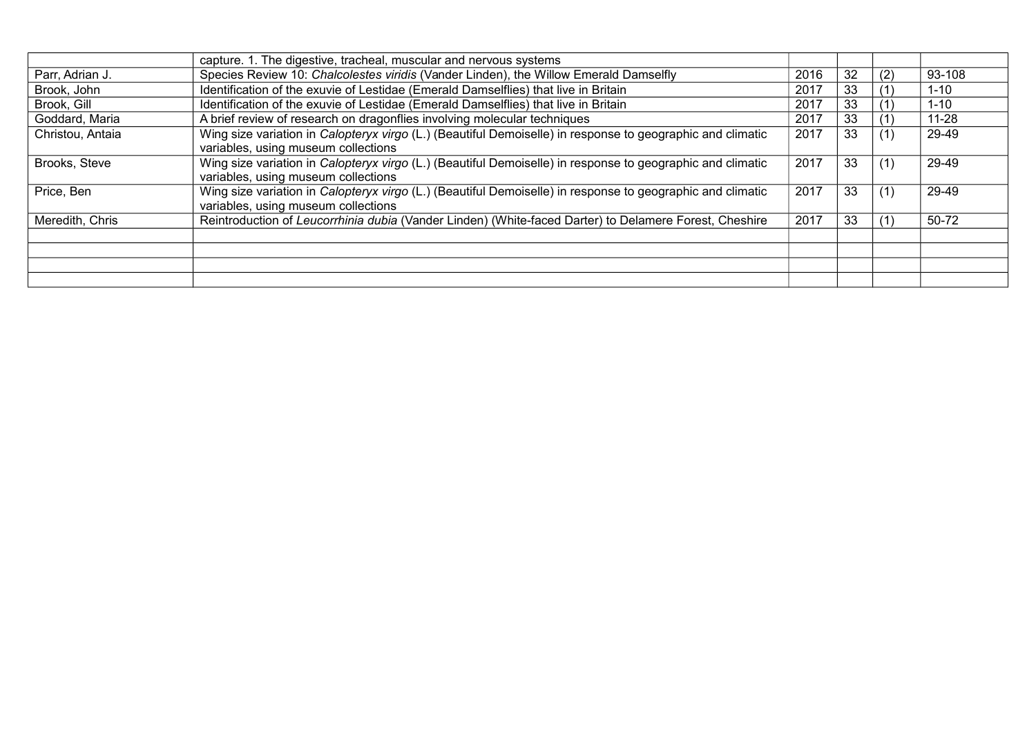| | | | | | |
|---|---|---|---|---|---|
| | capture. 1. The digestive, tracheal, muscular and nervous systems | | | | |
| Parr, Adrian J. | Species Review 10: *Chalcolestes viridis* (Vander Linden), the Willow Emerald Damselfly | 2016 | 32 | (2) | 93-108 |
| Brook, John | Identification of the exuvie of Lestidae (Emerald Damselflies) that live in Britain | 2017 | 33 | (1) | 1-10 |
| Brook, Gill | Identification of the exuvie of Lestidae (Emerald Damselflies) that live in Britain | 2017 | 33 | (1) | 1-10 |
| Goddard, Maria | A brief review of research on dragonflies involving molecular techniques | 2017 | 33 | (1) | 11-28 |
| Christou, Antaia | Wing size variation in *Calopteryx virgo* (L.) (Beautiful Demoiselle) in response to geographic and climatic variables, using museum collections | 2017 | 33 | (1) | 29-49 |
| Brooks, Steve | Wing size variation in *Calopteryx virgo* (L.) (Beautiful Demoiselle) in response to geographic and climatic variables, using museum collections | 2017 | 33 | (1) | 29-49 |
| Price, Ben | Wing size variation in *Calopteryx virgo* (L.) (Beautiful Demoiselle) in response to geographic and climatic variables, using museum collections | 2017 | 33 | (1) | 29-49 |
| Meredith, Chris | Reintroduction of *Leucorrhinia dubia* (Vander Linden) (White-faced Darter) to Delamere Forest, Cheshire | 2017 | 33 | (1) | 50-72 |
| | | | | | |
| | | | | | |
| | | | | | |
| | | | | | |